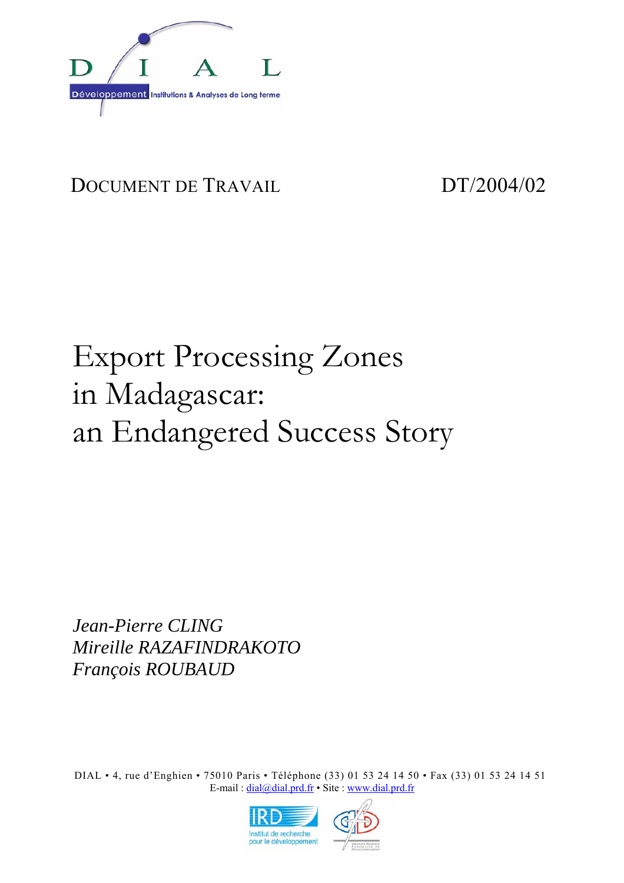DIAL

Développement Institutions & Analyses de Long terme

DOCUMENT DE TRAVAIL DT/2004/02

# Export Processing Zones in Madagascar: an Endangered Success Story

*Jean-Pierre CLING*
*Mireille RAZAFINDRAKOTO*
*François ROUBAUD*

DIAL • 4, rue d'Enghien • 75010 Paris • Téléphone (33) 01 53 24 14 50 • Fax (33) 01 53 24 14 51
E-mail : dial@dial.prd.fr • Site : www.dial.prd.fr

IRD Institut de recherche pour le développement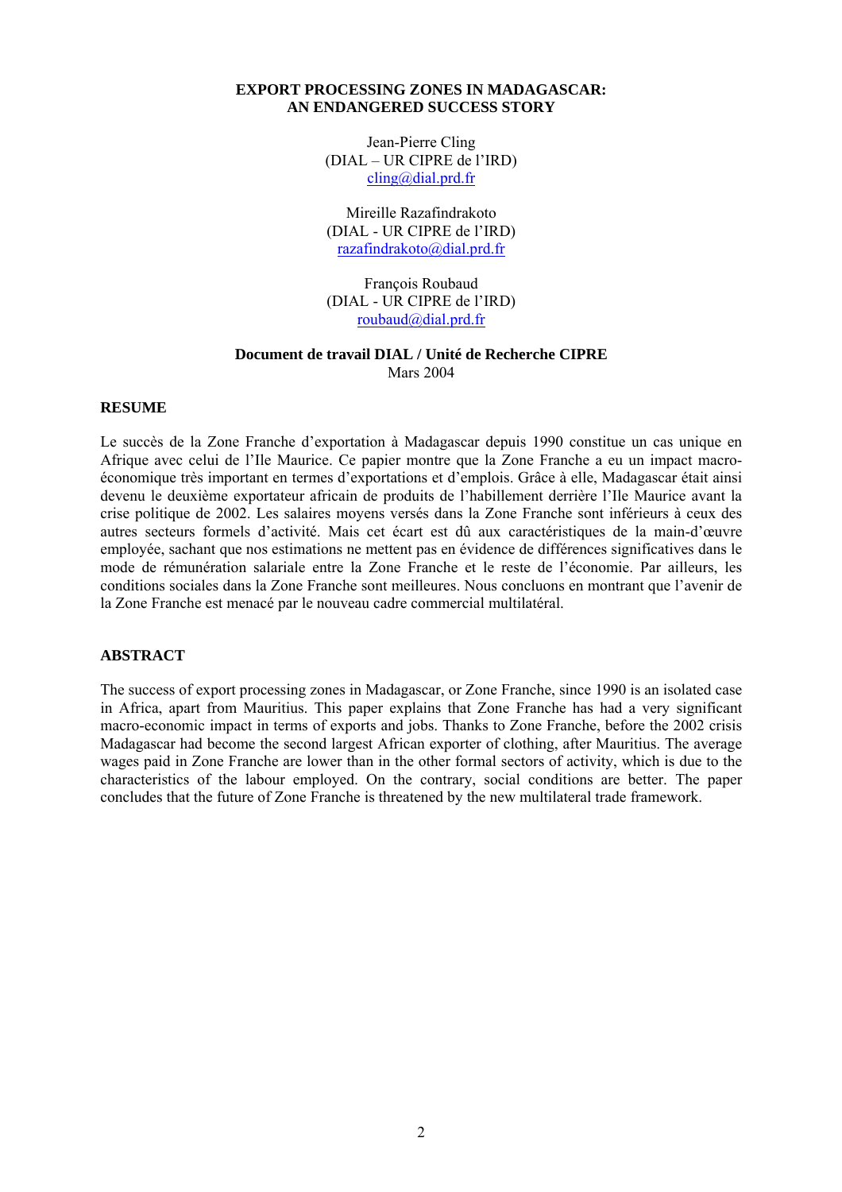**EXPORT PROCESSING ZONES IN MADAGASCAR:**
**AN ENDANGERED SUCCESS STORY**

Jean-Pierre Cling
(DIAL – UR CIPRE de l'IRD)
cling@dial.prd.fr

Mireille Razafindrakoto
(DIAL - UR CIPRE de l'IRD)
razafindrakoto@dial.prd.fr

François Roubaud
(DIAL - UR CIPRE de l'IRD)
roubaud@dial.prd.fr

**Document de travail DIAL / Unité de Recherche CIPRE**
Mars 2004

## RESUME

Le succès de la Zone Franche d'exportation à Madagascar depuis 1990 constitue un cas unique en Afrique avec celui de l'Ile Maurice. Ce papier montre que la Zone Franche a eu un impact macro-économique très important en termes d'exportations et d'emplois. Grâce à elle, Madagascar était ainsi devenu le deuxième exportateur africain de produits de l'habillement derrière l'Ile Maurice avant la crise politique de 2002. Les salaires moyens versés dans la Zone Franche sont inférieurs à ceux des autres secteurs formels d'activité. Mais cet écart est dû aux caractéristiques de la main-d'œuvre employée, sachant que nos estimations ne mettent pas en évidence de différences significatives dans le mode de rémunération salariale entre la Zone Franche et le reste de l'économie. Par ailleurs, les conditions sociales dans la Zone Franche sont meilleures. Nous concluons en montrant que l'avenir de la Zone Franche est menacé par le nouveau cadre commercial multilatéral.

## ABSTRACT

The success of export processing zones in Madagascar, or Zone Franche, since 1990 is an isolated case in Africa, apart from Mauritius. This paper explains that Zone Franche has had a very significant macro-economic impact in terms of exports and jobs. Thanks to Zone Franche, before the 2002 crisis Madagascar had become the second largest African exporter of clothing, after Mauritius. The average wages paid in Zone Franche are lower than in the other formal sectors of activity, which is due to the characteristics of the labour employed. On the contrary, social conditions are better. The paper concludes that the future of Zone Franche is threatened by the new multilateral trade framework.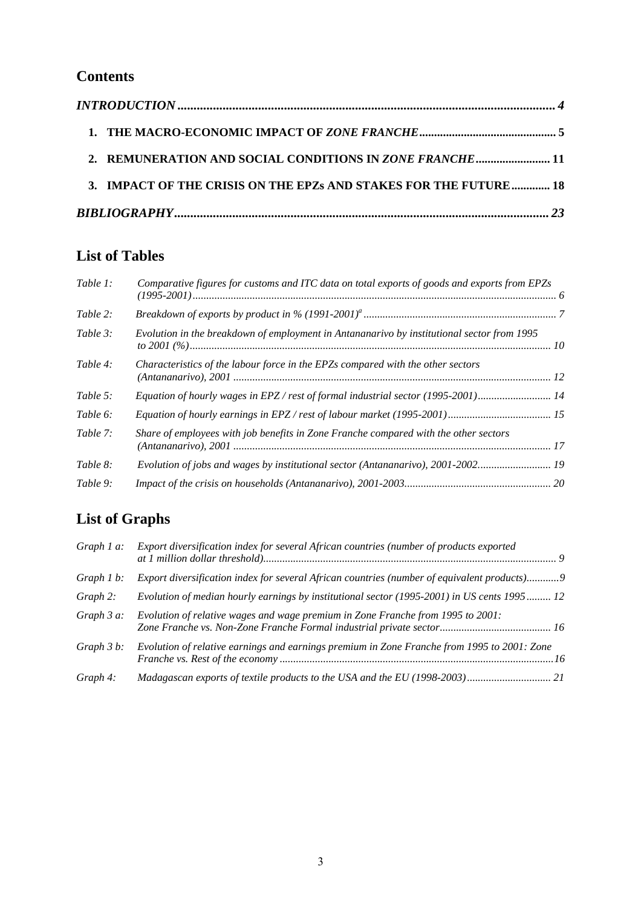## Contents

| | |
|---|---|
| ***INTRODUCTION*** | ***4*** |
| **1. THE MACRO-ECONOMIC IMPACT OF *ZONE FRANCHE*** | **5** |
| **2. REMUNERATION AND SOCIAL CONDITIONS IN *ZONE FRANCHE*** | **11** |
| **3. IMPACT OF THE CRISIS ON THE EPZs AND STAKES FOR THE FUTURE** | **18** |
| ***BIBLIOGRAPHY*** | ***23*** |

## List of Tables

| | | |
|---|---|---|
| *Table 1:* | *Comparative figures for customs and ITC data on total exports of goods and exports from EPZs (1995-2001)* | *6* |
| *Table 2:* | *Breakdown of exports by product in % (1991-2001)[a]* | *7* |
| *Table 3:* | *Evolution in the breakdown of employment in Antananarivo by institutional sector from 1995 to 2001 (%)* | *10* |
| *Table 4:* | *Characteristics of the labour force in the EPZs compared with the other sectors (Antananarivo), 2001* | *12* |
| *Table 5:* | *Equation of hourly wages in EPZ / rest of formal industrial sector (1995-2001)* | *14* |
| *Table 6:* | *Equation of hourly earnings in EPZ / rest of labour market (1995-2001)* | *15* |
| *Table 7:* | *Share of employees with job benefits in Zone Franche compared with the other sectors (Antananarivo), 2001* | *17* |
| *Table 8:* | *Evolution of jobs and wages by institutional sector (Antananarivo), 2001-2002* | *19* |
| *Table 9:* | *Impact of the crisis on households (Antananarivo), 2001-2003* | *20* |

## List of Graphs

| | | |
|---|---|---|
| *Graph 1 a:* | *Export diversification index for several African countries (number of products exported at 1 million dollar threshold)* | *9* |
| *Graph 1 b:* | *Export diversification index for several African countries (number of equivalent products)* | *9* |
| *Graph 2:* | *Evolution of median hourly earnings by institutional sector (1995-2001) in US cents 1995* | *12* |
| *Graph 3 a:* | *Evolution of relative wages and wage premium in Zone Franche from 1995 to 2001: Zone Franche vs. Non-Zone Franche Formal industrial private sector* | *16* |
| *Graph 3 b:* | *Evolution of relative earnings and earnings premium in Zone Franche from 1995 to 2001: Zone Franche vs. Rest of the economy* | *16* |
| *Graph 4:* | *Madagascan exports of textile products to the USA and the EU (1998-2003)* | *21* |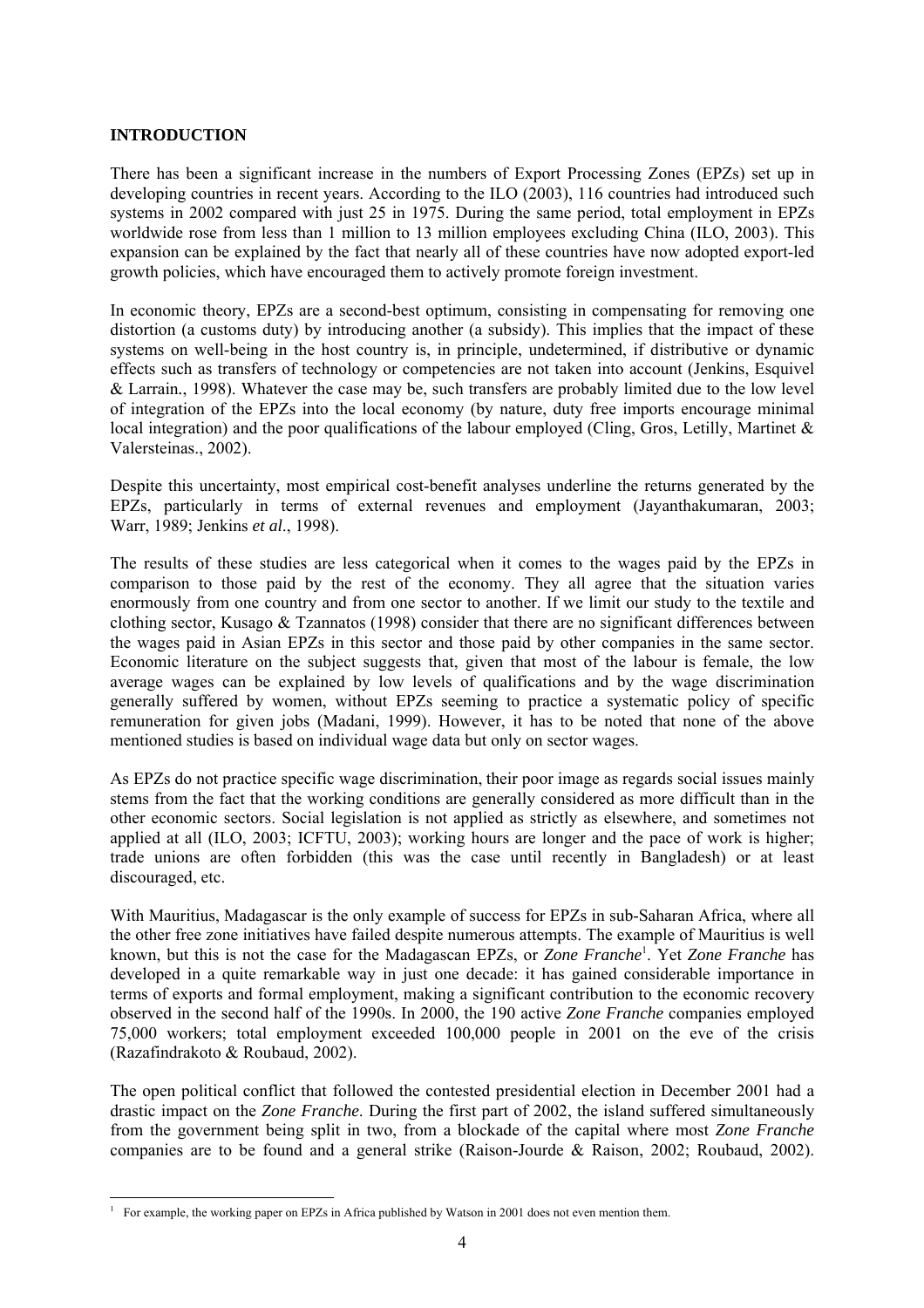## INTRODUCTION

There has been a significant increase in the numbers of Export Processing Zones (EPZs) set up in developing countries in recent years. According to the ILO (2003), 116 countries had introduced such systems in 2002 compared with just 25 in 1975. During the same period, total employment in EPZs worldwide rose from less than 1 million to 13 million employees excluding China (ILO, 2003). This expansion can be explained by the fact that nearly all of these countries have now adopted export-led growth policies, which have encouraged them to actively promote foreign investment.

In economic theory, EPZs are a second-best optimum, consisting in compensating for removing one distortion (a customs duty) by introducing another (a subsidy). This implies that the impact of these systems on well-being in the host country is, in principle, undetermined, if distributive or dynamic effects such as transfers of technology or competencies are not taken into account (Jenkins, Esquivel & Larrain., 1998). Whatever the case may be, such transfers are probably limited due to the low level of integration of the EPZs into the local economy (by nature, duty free imports encourage minimal local integration) and the poor qualifications of the labour employed (Cling, Gros, Letilly, Martinet & Valersteinas., 2002).

Despite this uncertainty, most empirical cost-benefit analyses underline the returns generated by the EPZs, particularly in terms of external revenues and employment (Jayanthakumaran, 2003; Warr, 1989; Jenkins *et al*., 1998).

The results of these studies are less categorical when it comes to the wages paid by the EPZs in comparison to those paid by the rest of the economy. They all agree that the situation varies enormously from one country and from one sector to another. If we limit our study to the textile and clothing sector, Kusago & Tzannatos (1998) consider that there are no significant differences between the wages paid in Asian EPZs in this sector and those paid by other companies in the same sector. Economic literature on the subject suggests that, given that most of the labour is female, the low average wages can be explained by low levels of qualifications and by the wage discrimination generally suffered by women, without EPZs seeming to practice a systematic policy of specific remuneration for given jobs (Madani, 1999). However, it has to be noted that none of the above mentioned studies is based on individual wage data but only on sector wages.

As EPZs do not practice specific wage discrimination, their poor image as regards social issues mainly stems from the fact that the working conditions are generally considered as more difficult than in the other economic sectors. Social legislation is not applied as strictly as elsewhere, and sometimes not applied at all (ILO, 2003; ICFTU, 2003); working hours are longer and the pace of work is higher; trade unions are often forbidden (this was the case until recently in Bangladesh) or at least discouraged, etc.

With Mauritius, Madagascar is the only example of success for EPZs in sub-Saharan Africa, where all the other free zone initiatives have failed despite numerous attempts. The example of Mauritius is well known, but this is not the case for the Madagascan EPZs, or *Zone Franche*[1]. Yet *Zone Franche* has developed in a quite remarkable way in just one decade: it has gained considerable importance in terms of exports and formal employment, making a significant contribution to the economic recovery observed in the second half of the 1990s. In 2000, the 190 active *Zone Franche* companies employed 75,000 workers; total employment exceeded 100,000 people in 2001 on the eve of the crisis (Razafindrakoto & Roubaud, 2002).

The open political conflict that followed the contested presidential election in December 2001 had a drastic impact on the *Zone Franche*. During the first part of 2002, the island suffered simultaneously from the government being split in two, from a blockade of the capital where most *Zone Franche* companies are to be found and a general strike (Raison-Jourde & Raison, 2002; Roubaud, 2002).

[1] For example, the working paper on EPZs in Africa published by Watson in 2001 does not even mention them.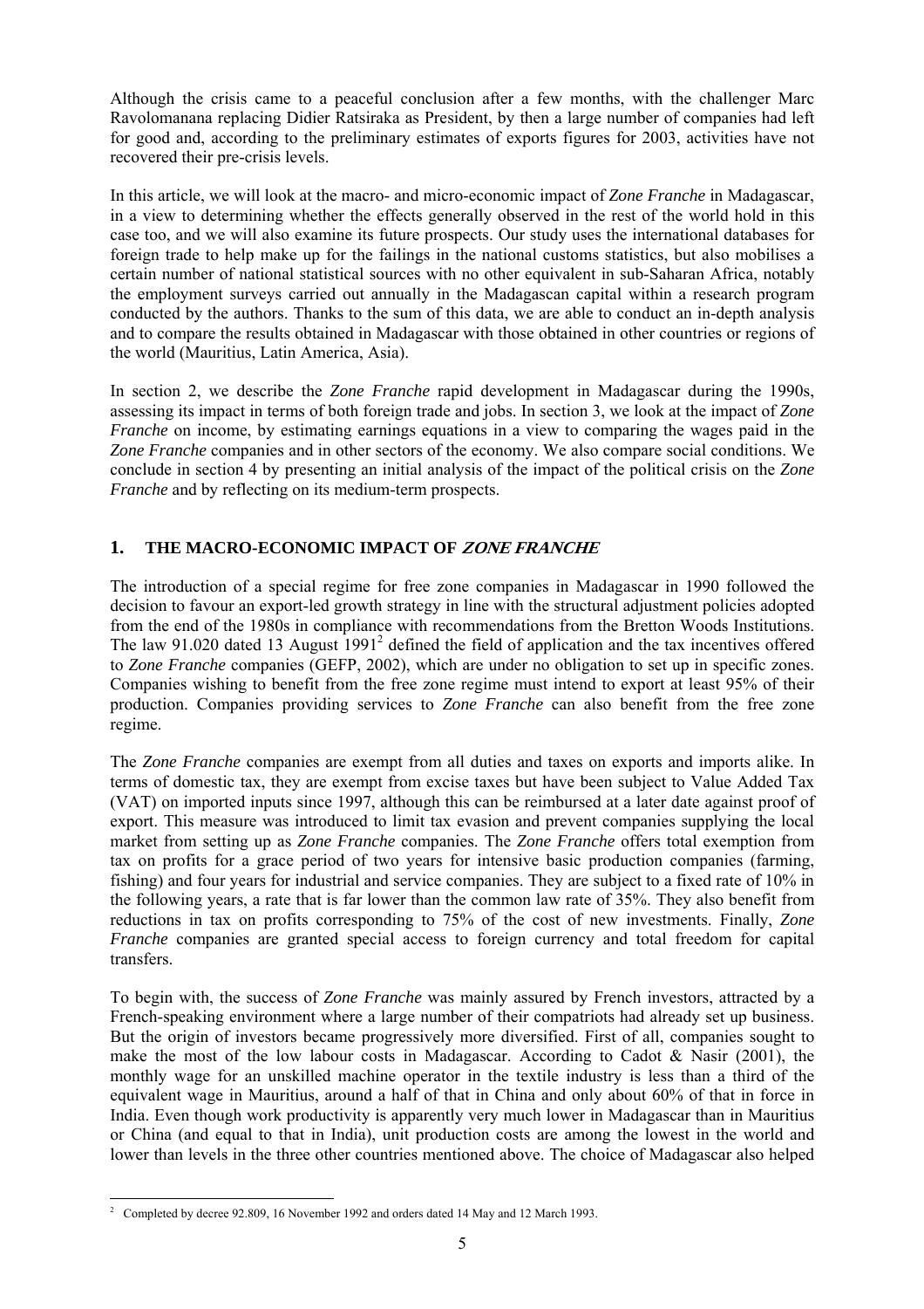Although the crisis came to a peaceful conclusion after a few months, with the challenger Marc Ravolomanana replacing Didier Ratsiraka as President, by then a large number of companies had left for good and, according to the preliminary estimates of exports figures for 2003, activities have not recovered their pre-crisis levels.

In this article, we will look at the macro- and micro-economic impact of *Zone Franche* in Madagascar, in a view to determining whether the effects generally observed in the rest of the world hold in this case too, and we will also examine its future prospects. Our study uses the international databases for foreign trade to help make up for the failings in the national customs statistics, but also mobilises a certain number of national statistical sources with no other equivalent in sub-Saharan Africa, notably the employment surveys carried out annually in the Madagascan capital within a research program conducted by the authors. Thanks to the sum of this data, we are able to conduct an in-depth analysis and to compare the results obtained in Madagascar with those obtained in other countries or regions of the world (Mauritius, Latin America, Asia).

In section 2, we describe the *Zone Franche* rapid development in Madagascar during the 1990s, assessing its impact in terms of both foreign trade and jobs. In section 3, we look at the impact of *Zone Franche* on income, by estimating earnings equations in a view to comparing the wages paid in the *Zone Franche* companies and in other sectors of the economy. We also compare social conditions. We conclude in section 4 by presenting an initial analysis of the impact of the political crisis on the *Zone Franche* and by reflecting on its medium-term prospects.

## 1. THE MACRO-ECONOMIC IMPACT OF *ZONE FRANCHE*

The introduction of a special regime for free zone companies in Madagascar in 1990 followed the decision to favour an export-led growth strategy in line with the structural adjustment policies adopted from the end of the 1980s in compliance with recommendations from the Bretton Woods Institutions. The law 91.020 dated 13 August 1991[2] defined the field of application and the tax incentives offered to *Zone Franche* companies (GEFP, 2002), which are under no obligation to set up in specific zones. Companies wishing to benefit from the free zone regime must intend to export at least 95% of their production. Companies providing services to *Zone Franche* can also benefit from the free zone regime.

The *Zone Franche* companies are exempt from all duties and taxes on exports and imports alike. In terms of domestic tax, they are exempt from excise taxes but have been subject to Value Added Tax (VAT) on imported inputs since 1997, although this can be reimbursed at a later date against proof of export. This measure was introduced to limit tax evasion and prevent companies supplying the local market from setting up as *Zone Franche* companies. The *Zone Franche* offers total exemption from tax on profits for a grace period of two years for intensive basic production companies (farming, fishing) and four years for industrial and service companies. They are subject to a fixed rate of 10% in the following years, a rate that is far lower than the common law rate of 35%. They also benefit from reductions in tax on profits corresponding to 75% of the cost of new investments. Finally, *Zone Franche* companies are granted special access to foreign currency and total freedom for capital transfers.

To begin with, the success of *Zone Franche* was mainly assured by French investors, attracted by a French-speaking environment where a large number of their compatriots had already set up business. But the origin of investors became progressively more diversified. First of all, companies sought to make the most of the low labour costs in Madagascar. According to Cadot & Nasir (2001), the monthly wage for an unskilled machine operator in the textile industry is less than a third of the equivalent wage in Mauritius, around a half of that in China and only about 60% of that in force in India. Even though work productivity is apparently very much lower in Madagascar than in Mauritius or China (and equal to that in India), unit production costs are among the lowest in the world and lower than levels in the three other countries mentioned above. The choice of Madagascar also helped

[2] Completed by decree 92.809, 16 November 1992 and orders dated 14 May and 12 March 1993.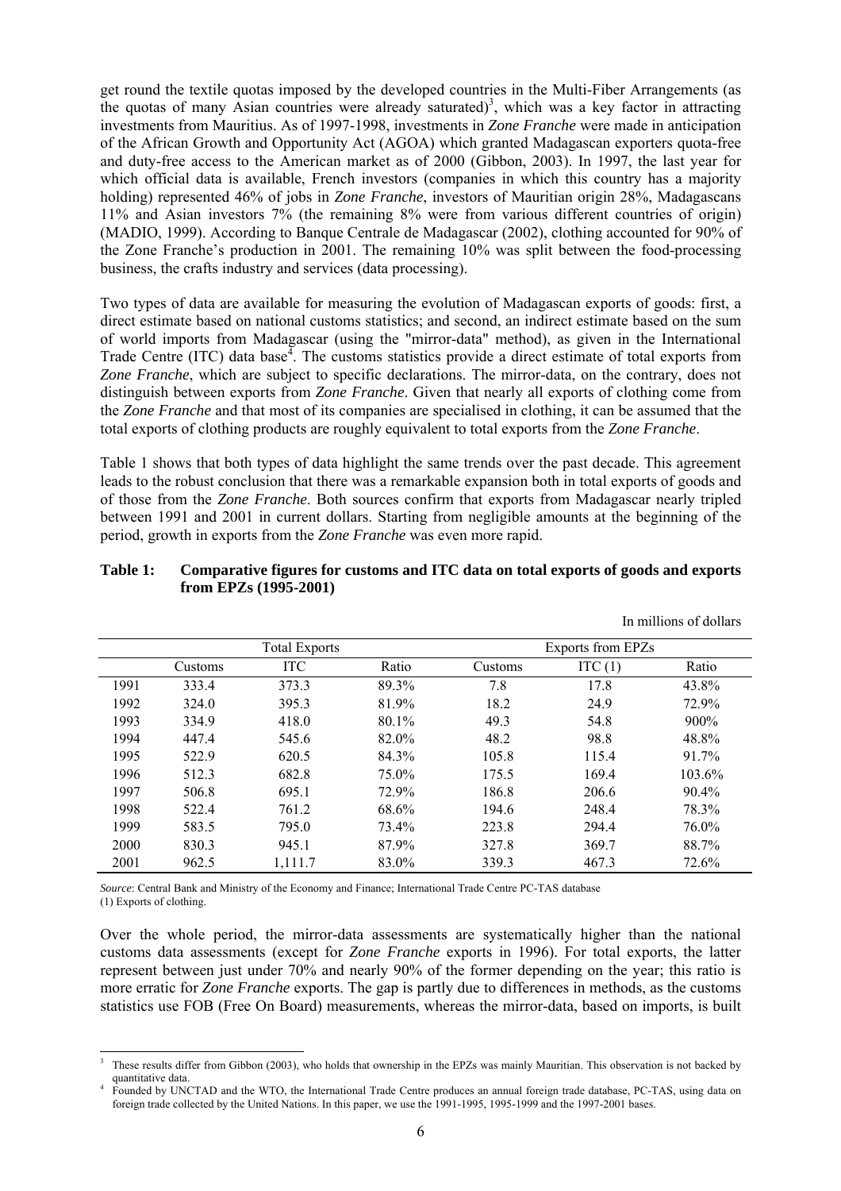get round the textile quotas imposed by the developed countries in the Multi-Fiber Arrangements (as the quotas of many Asian countries were already saturated)[3], which was a key factor in attracting investments from Mauritius. As of 1997-1998, investments in *Zone Franche* were made in anticipation of the African Growth and Opportunity Act (AGOA) which granted Madagascan exporters quota-free and duty-free access to the American market as of 2000 (Gibbon, 2003). In 1997, the last year for which official data is available, French investors (companies in which this country has a majority holding) represented 46% of jobs in *Zone Franche*, investors of Mauritian origin 28%, Madagascans 11% and Asian investors 7% (the remaining 8% were from various different countries of origin) (MADIO, 1999). According to Banque Centrale de Madagascar (2002), clothing accounted for 90% of the Zone Franche's production in 2001. The remaining 10% was split between the food-processing business, the crafts industry and services (data processing).

Two types of data are available for measuring the evolution of Madagascan exports of goods: first, a direct estimate based on national customs statistics; and second, an indirect estimate based on the sum of world imports from Madagascar (using the "mirror-data" method), as given in the International Trade Centre (ITC) data base[4]. The customs statistics provide a direct estimate of total exports from *Zone Franche*, which are subject to specific declarations. The mirror-data, on the contrary, does not distinguish between exports from *Zone Franche*. Given that nearly all exports of clothing come from the *Zone Franche* and that most of its companies are specialised in clothing, it can be assumed that the total exports of clothing products are roughly equivalent to total exports from the *Zone Franche*.

Table 1 shows that both types of data highlight the same trends over the past decade. This agreement leads to the robust conclusion that there was a remarkable expansion both in total exports of goods and of those from the *Zone Franche*. Both sources confirm that exports from Madagascar nearly tripled between 1991 and 2001 in current dollars. Starting from negligible amounts at the beginning of the period, growth in exports from the *Zone Franche* was even more rapid.

**Table 1: Comparative figures for customs and ITC data on total exports of goods and exports from EPZs (1995-2001)**

In millions of dollars

| | Total Exports | | | Exports from EPZs | | |
|---|---|---|---|---|---|---|
| | Customs | ITC | Ratio | Customs | ITC (1) | Ratio |
| 1991 | 333.4 | 373.3 | 89.3% | 7.8 | 17.8 | 43.8% |
| 1992 | 324.0 | 395.3 | 81.9% | 18.2 | 24.9 | 72.9% |
| 1993 | 334.9 | 418.0 | 80.1% | 49.3 | 54.8 | 900% |
| 1994 | 447.4 | 545.6 | 82.0% | 48.2 | 98.8 | 48.8% |
| 1995 | 522.9 | 620.5 | 84.3% | 105.8 | 115.4 | 91.7% |
| 1996 | 512.3 | 682.8 | 75.0% | 175.5 | 169.4 | 103.6% |
| 1997 | 506.8 | 695.1 | 72.9% | 186.8 | 206.6 | 90.4% |
| 1998 | 522.4 | 761.2 | 68.6% | 194.6 | 248.4 | 78.3% |
| 1999 | 583.5 | 795.0 | 73.4% | 223.8 | 294.4 | 76.0% |
| 2000 | 830.3 | 945.1 | 87.9% | 327.8 | 369.7 | 88.7% |
| 2001 | 962.5 | 1,111.7 | 83.0% | 339.3 | 467.3 | 72.6% |

*Source*: Central Bank and Ministry of the Economy and Finance; International Trade Centre PC-TAS database
(1) Exports of clothing.

Over the whole period, the mirror-data assessments are systematically higher than the national customs data assessments (except for *Zone Franche* exports in 1996). For total exports, the latter represent between just under 70% and nearly 90% of the former depending on the year; this ratio is more erratic for *Zone Franche* exports. The gap is partly due to differences in methods, as the customs statistics use FOB (Free On Board) measurements, whereas the mirror-data, based on imports, is built

[3] These results differ from Gibbon (2003), who holds that ownership in the EPZs was mainly Mauritian. This observation is not backed by quantitative data.

[4] Founded by UNCTAD and the WTO, the International Trade Centre produces an annual foreign trade database, PC-TAS, using data on foreign trade collected by the United Nations. In this paper, we use the 1991-1995, 1995-1999 and the 1997-2001 bases.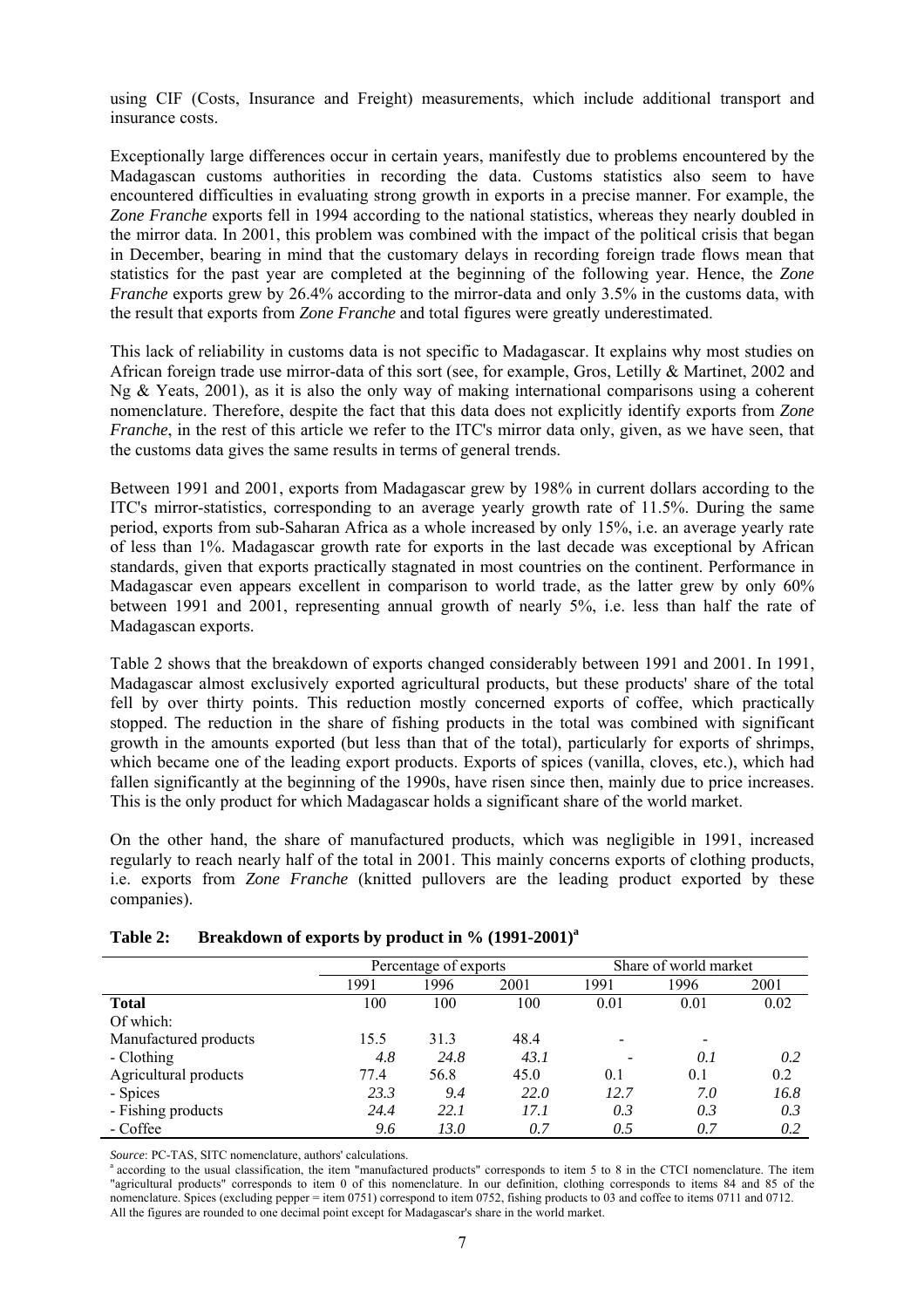using CIF (Costs, Insurance and Freight) measurements, which include additional transport and insurance costs.

Exceptionally large differences occur in certain years, manifestly due to problems encountered by the Madagascan customs authorities in recording the data. Customs statistics also seem to have encountered difficulties in evaluating strong growth in exports in a precise manner. For example, the *Zone Franche* exports fell in 1994 according to the national statistics, whereas they nearly doubled in the mirror data. In 2001, this problem was combined with the impact of the political crisis that began in December, bearing in mind that the customary delays in recording foreign trade flows mean that statistics for the past year are completed at the beginning of the following year. Hence, the *Zone Franche* exports grew by 26.4% according to the mirror-data and only 3.5% in the customs data, with the result that exports from *Zone Franche* and total figures were greatly underestimated.

This lack of reliability in customs data is not specific to Madagascar. It explains why most studies on African foreign trade use mirror-data of this sort (see, for example, Gros, Letilly & Martinet, 2002 and Ng & Yeats, 2001), as it is also the only way of making international comparisons using a coherent nomenclature. Therefore, despite the fact that this data does not explicitly identify exports from *Zone Franche*, in the rest of this article we refer to the ITC's mirror data only, given, as we have seen, that the customs data gives the same results in terms of general trends.

Between 1991 and 2001, exports from Madagascar grew by 198% in current dollars according to the ITC's mirror-statistics, corresponding to an average yearly growth rate of 11.5%. During the same period, exports from sub-Saharan Africa as a whole increased by only 15%, i.e. an average yearly rate of less than 1%. Madagascar growth rate for exports in the last decade was exceptional by African standards, given that exports practically stagnated in most countries on the continent. Performance in Madagascar even appears excellent in comparison to world trade, as the latter grew by only 60% between 1991 and 2001, representing annual growth of nearly 5%, i.e. less than half the rate of Madagascan exports.

Table 2 shows that the breakdown of exports changed considerably between 1991 and 2001. In 1991, Madagascar almost exclusively exported agricultural products, but these products' share of the total fell by over thirty points. This reduction mostly concerned exports of coffee, which practically stopped. The reduction in the share of fishing products in the total was combined with significant growth in the amounts exported (but less than that of the total), particularly for exports of shrimps, which became one of the leading export products. Exports of spices (vanilla, cloves, etc.), which had fallen significantly at the beginning of the 1990s, have risen since then, mainly due to price increases. This is the only product for which Madagascar holds a significant share of the world market.

On the other hand, the share of manufactured products, which was negligible in 1991, increased regularly to reach nearly half of the total in 2001. This mainly concerns exports of clothing products, i.e. exports from *Zone Franche* (knitted pullovers are the leading product exported by these companies).

**Table 2: Breakdown of exports by product in % (1991-2001)[a]**

| | Percentage of exports | | | Share of world market | | |
|---|---|---|---|---|---|---|
| | 1991 | 1996 | 2001 | 1991 | 1996 | 2001 |
| **Total** | 100 | 100 | 100 | 0.01 | 0.01 | 0.02 |
| Of which: | | | | | | |
| Manufactured products | 15.5 | 31.3 | 48.4 | - | - | |
| - Clothing | *4.8* | *24.8* | *43.1* | - | *0.1* | *0.2* |
| Agricultural products | 77.4 | 56.8 | 45.0 | 0.1 | 0.1 | 0.2 |
| - Spices | *23.3* | *9.4* | *22.0* | *12.7* | *7.0* | *16.8* |
| - Fishing products | *24.4* | *22.1* | *17.1* | *0.3* | *0.3* | *0.3* |
| - Coffee | *9.6* | *13.0* | *0.7* | *0.5* | *0.7* | *0.2* |

*Source*: PC-TAS, SITC nomenclature, authors' calculations.

[a] according to the usual classification, the item "manufactured products" corresponds to item 5 to 8 in the CTCI nomenclature. The item "agricultural products" corresponds to item 0 of this nomenclature. In our definition, clothing corresponds to items 84 and 85 of the nomenclature. Spices (excluding pepper = item 0751) correspond to item 0752, fishing products to 03 and coffee to items 0711 and 0712. All the figures are rounded to one decimal point except for Madagascar's share in the world market.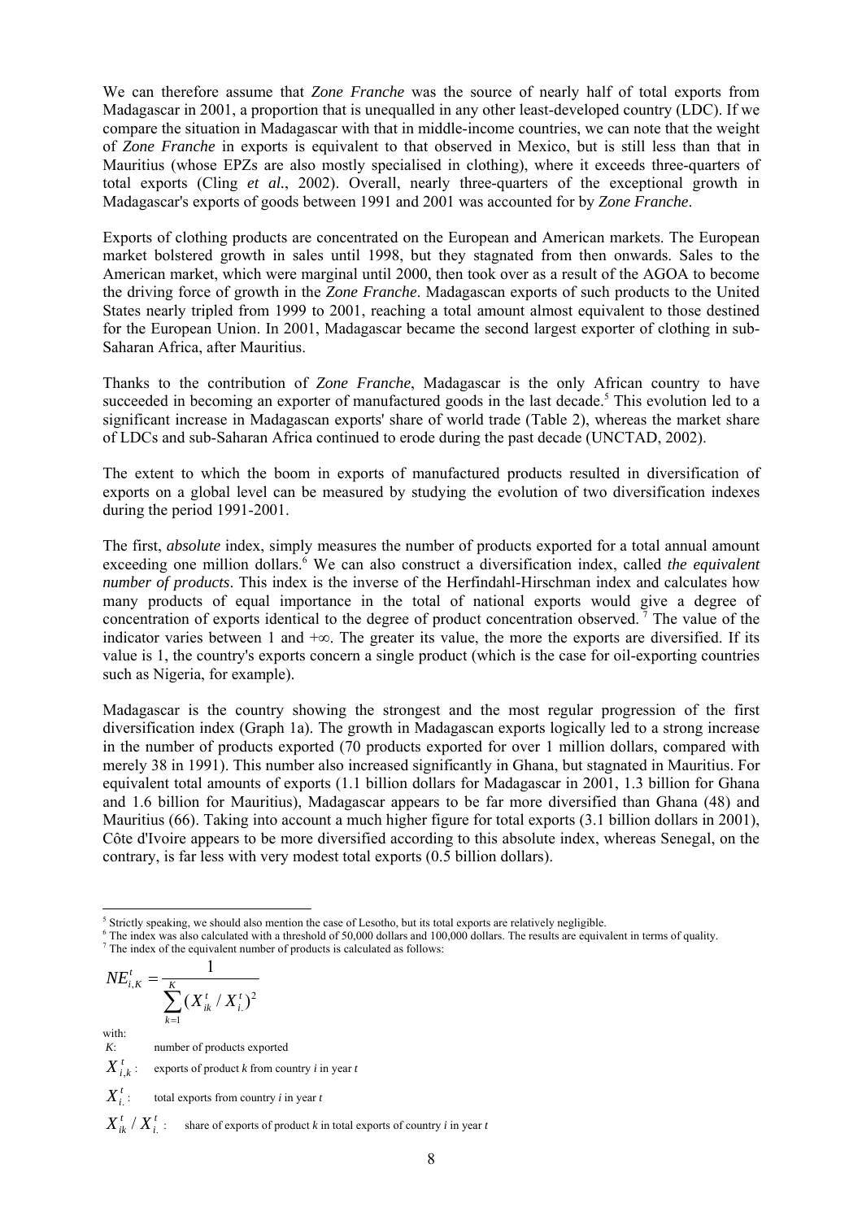We can therefore assume that *Zone Franche* was the source of nearly half of total exports from Madagascar in 2001, a proportion that is unequalled in any other least-developed country (LDC). If we compare the situation in Madagascar with that in middle-income countries, we can note that the weight of *Zone Franche* in exports is equivalent to that observed in Mexico, but is still less than that in Mauritius (whose EPZs are also mostly specialised in clothing), where it exceeds three-quarters of total exports (Cling *et al.*, 2002). Overall, nearly three-quarters of the exceptional growth in Madagascar's exports of goods between 1991 and 2001 was accounted for by *Zone Franche*.

Exports of clothing products are concentrated on the European and American markets. The European market bolstered growth in sales until 1998, but they stagnated from then onwards. Sales to the American market, which were marginal until 2000, then took over as a result of the AGOA to become the driving force of growth in the *Zone Franche*. Madagascan exports of such products to the United States nearly tripled from 1999 to 2001, reaching a total amount almost equivalent to those destined for the European Union. In 2001, Madagascar became the second largest exporter of clothing in sub-Saharan Africa, after Mauritius.

Thanks to the contribution of *Zone Franche*, Madagascar is the only African country to have succeeded in becoming an exporter of manufactured goods in the last decade.[5] This evolution led to a significant increase in Madagascan exports' share of world trade (Table 2), whereas the market share of LDCs and sub-Saharan Africa continued to erode during the past decade (UNCTAD, 2002).

The extent to which the boom in exports of manufactured products resulted in diversification of exports on a global level can be measured by studying the evolution of two diversification indexes during the period 1991-2001.

The first, *absolute* index, simply measures the number of products exported for a total annual amount exceeding one million dollars.[6] We can also construct a diversification index, called *the equivalent number of products*. This index is the inverse of the Herfindahl-Hirschman index and calculates how many products of equal importance in the total of national exports would give a degree of concentration of exports identical to the degree of product concentration observed.[7] The value of the indicator varies between 1 and $+\infty$. The greater its value, the more the exports are diversified. If its value is 1, the country's exports concern a single product (which is the case for oil-exporting countries such as Nigeria, for example).

Madagascar is the country showing the strongest and the most regular progression of the first diversification index (Graph 1a). The growth in Madagascan exports logically led to a strong increase in the number of products exported (70 products exported for over 1 million dollars, compared with merely 38 in 1991). This number also increased significantly in Ghana, but stagnated in Mauritius. For equivalent total amounts of exports (1.1 billion dollars for Madagascar in 2001, 1.3 billion for Ghana and 1.6 billion for Mauritius), Madagascar appears to be far more diversified than Ghana (48) and Mauritius (66). Taking into account a much higher figure for total exports (3.1 billion dollars in 2001), Côte d'Ivoire appears to be more diversified according to this absolute index, whereas Senegal, on the contrary, is far less with very modest total exports (0.5 billion dollars).

---

[5] Strictly speaking, we should also mention the case of Lesotho, but its total exports are relatively negligible.

[6] The index was also calculated with a threshold of 50,000 dollars and 100,000 dollars. The results are equivalent in terms of quality.

[7] The index of the equivalent number of products is calculated as follows:

$$NE_{i,K}^{t} = \frac{1}{\sum_{k=1}^{K} (X_{ik}^{t} / X_{i.}^{t})^{2}}$$

with:

$K$: number of products exported

$X_{i,k}^{t}$: exports of product *k* from country *i* in year *t*

$X_{i.}^{t}$: total exports from country *i* in year *t*

$X_{ik}^{t} / X_{i.}^{t}$: share of exports of product *k* in total exports of country *i* in year *t*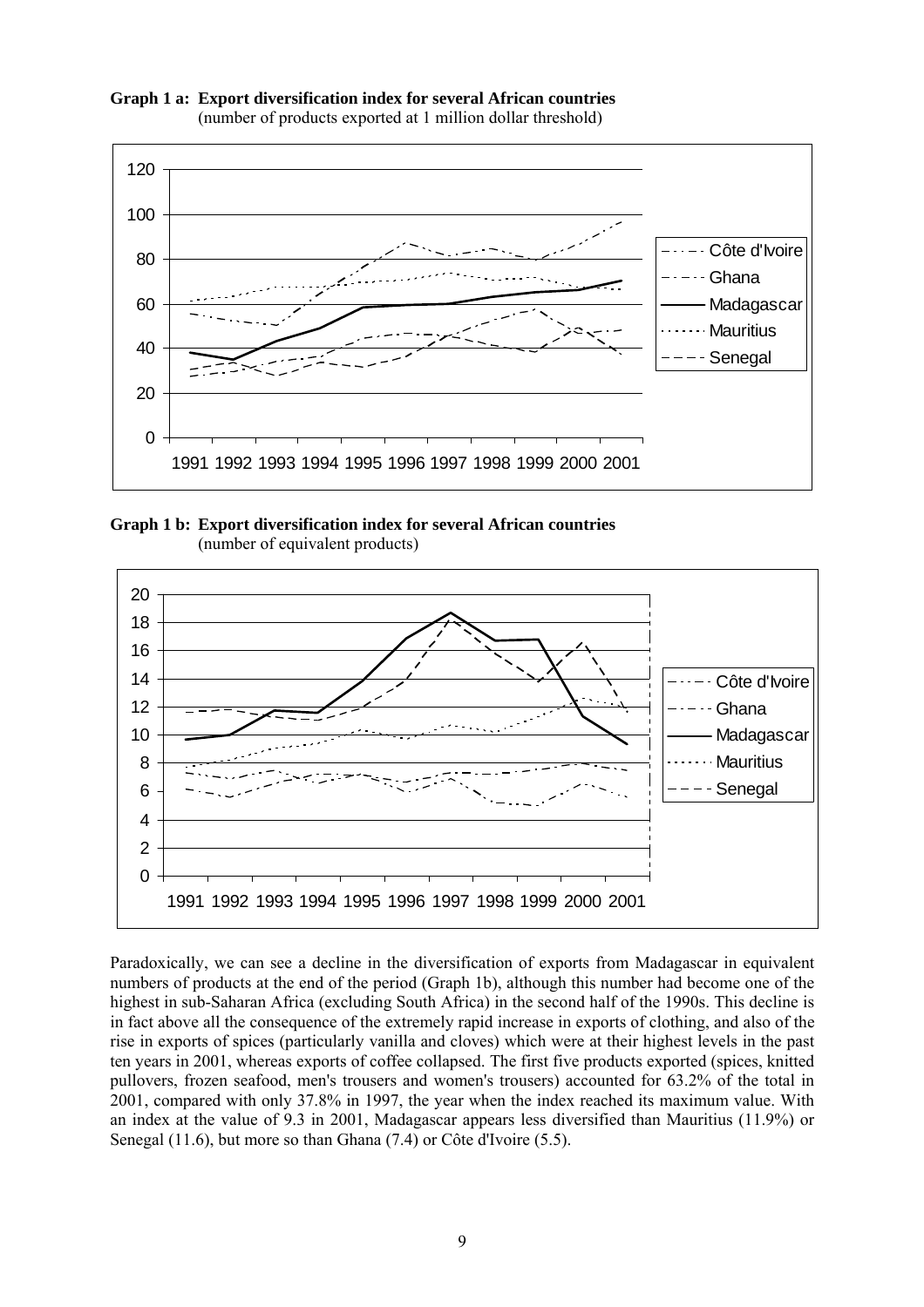**Graph 1 a: Export diversification index for several African countries**
(number of products exported at 1 million dollar threshold)

**Graph 1 b: Export diversification index for several African countries**
(number of equivalent products)

Paradoxically, we can see a decline in the diversification of exports from Madagascar in equivalent numbers of products at the end of the period (Graph 1b), although this number had become one of the highest in sub-Saharan Africa (excluding South Africa) in the second half of the 1990s. This decline is in fact above all the consequence of the extremely rapid increase in exports of clothing, and also of the rise in exports of spices (particularly vanilla and cloves) which were at their highest levels in the past ten years in 2001, whereas exports of coffee collapsed. The first five products exported (spices, knitted pullovers, frozen seafood, men's trousers and women's trousers) accounted for 63.2% of the total in 2001, compared with only 37.8% in 1997, the year when the index reached its maximum value. With an index at the value of 9.3 in 2001, Madagascar appears less diversified than Mauritius (11.9%) or Senegal (11.6), but more so than Ghana (7.4) or Côte d'Ivoire (5.5).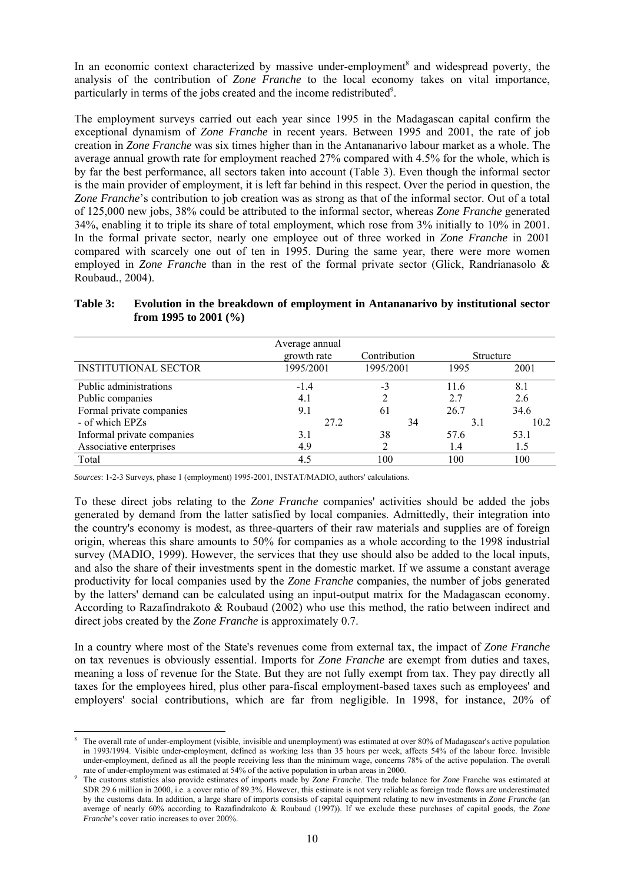In an economic context characterized by massive under-employment[8] and widespread poverty, the analysis of the contribution of *Zone Franche* to the local economy takes on vital importance, particularly in terms of the jobs created and the income redistributed[9].

The employment surveys carried out each year since 1995 in the Madagascan capital confirm the exceptional dynamism of *Zone Franche* in recent years. Between 1995 and 2001, the rate of job creation in *Zone Franche* was six times higher than in the Antananarivo labour market as a whole. The average annual growth rate for employment reached 27% compared with 4.5% for the whole, which is by far the best performance, all sectors taken into account (Table 3). Even though the informal sector is the main provider of employment, it is left far behind in this respect. Over the period in question, the *Zone Franche*'s contribution to job creation was as strong as that of the informal sector. Out of a total of 125,000 new jobs, 38% could be attributed to the informal sector, whereas *Zone Franche* generated 34%, enabling it to triple its share of total employment, which rose from 3% initially to 10% in 2001. In the formal private sector, nearly one employee out of three worked in *Zone Franche* in 2001 compared with scarcely one out of ten in 1995. During the same year, there were more women employed in *Zone Franche* than in the rest of the formal private sector (Glick, Randrianasolo & Roubaud., 2004).

**Table 3: Evolution in the breakdown of employment in Antananarivo by institutional sector from 1995 to 2001 (%)**

| INSTITUTIONAL SECTOR | Average annual growth rate 1995/2001 | Contribution 1995/2001 | Structure 1995 | Structure 2001 |
|---|---|---|---|---|
| Public administrations | -1.4 | -3 | 11.6 | 8.1 |
| Public companies | 4.1 | 2 | 2.7 | 2.6 |
| Formal private companies | 9.1 | 61 | 26.7 | 34.6 |
| - of which EPZs | 27.2 | 34 | 3.1 | 10.2 |
| Informal private companies | 3.1 | 38 | 57.6 | 53.1 |
| Associative enterprises | 4.9 | 2 | 1.4 | 1.5 |
| Total | 4.5 | 100 | 100 | 100 |

*Sources*: 1-2-3 Surveys, phase 1 (employment) 1995-2001, INSTAT/MADIO, authors' calculations.

To these direct jobs relating to the *Zone Franche* companies' activities should be added the jobs generated by demand from the latter satisfied by local companies. Admittedly, their integration into the country's economy is modest, as three-quarters of their raw materials and supplies are of foreign origin, whereas this share amounts to 50% for companies as a whole according to the 1998 industrial survey (MADIO, 1999). However, the services that they use should also be added to the local inputs, and also the share of their investments spent in the domestic market. If we assume a constant average productivity for local companies used by the *Zone Franche* companies, the number of jobs generated by the latters' demand can be calculated using an input-output matrix for the Madagascan economy. According to Razafindrakoto & Roubaud (2002) who use this method, the ratio between indirect and direct jobs created by the *Zone Franche* is approximately 0.7.

In a country where most of the State's revenues come from external tax, the impact of *Zone Franche* on tax revenues is obviously essential. Imports for *Zone Franche* are exempt from duties and taxes, meaning a loss of revenue for the State. But they are not fully exempt from tax. They pay directly all taxes for the employees hired, plus other para-fiscal employment-based taxes such as employees' and employers' social contributions, which are far from negligible. In 1998, for instance, 20% of

---

[8] The overall rate of under-employment (visible, invisible and unemployment) was estimated at over 80% of Madagascar's active population in 1993/1994. Visible under-employment, defined as working less than 35 hours per week, affects 54% of the labour force. Invisible under-employment, defined as all the people receiving less than the minimum wage, concerns 78% of the active population. The overall rate of under-employment was estimated at 54% of the active population in urban areas in 2000.

[9] The customs statistics also provide estimates of imports made by *Zone Franche*. The trade balance for *Zone* Franche was estimated at SDR 29.6 million in 2000, i.e. a cover ratio of 89.3%. However, this estimate is not very reliable as foreign trade flows are underestimated by the customs data. In addition, a large share of imports consists of capital equipment relating to new investments in *Zone Franche* (an average of nearly 60% according to Razafindrakoto & Roubaud (1997)). If we exclude these purchases of capital goods, the *Zone Franche*'s cover ratio increases to over 200%.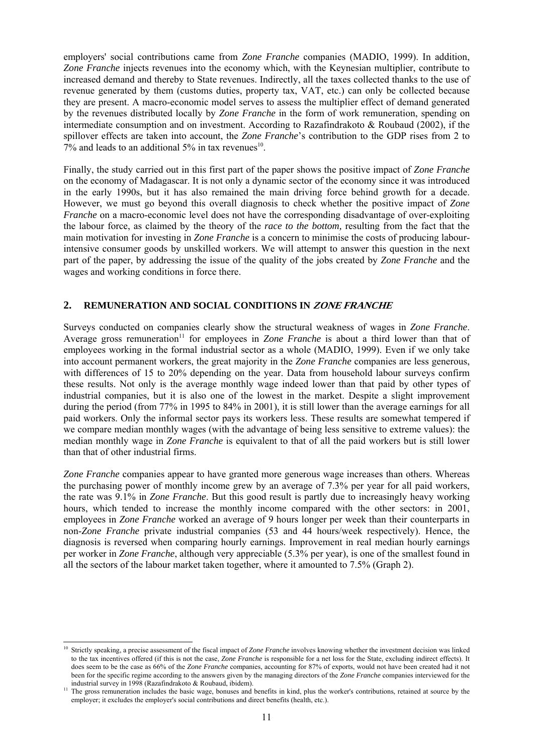employers' social contributions came from *Zone Franche* companies (MADIO, 1999). In addition, *Zone Franche* injects revenues into the economy which, with the Keynesian multiplier, contribute to increased demand and thereby to State revenues. Indirectly, all the taxes collected thanks to the use of revenue generated by them (customs duties, property tax, VAT, etc.) can only be collected because they are present. A macro-economic model serves to assess the multiplier effect of demand generated by the revenues distributed locally by *Zone Franche* in the form of work remuneration, spending on intermediate consumption and on investment. According to Razafindrakoto & Roubaud (2002), if the spillover effects are taken into account, the *Zone Franche*'s contribution to the GDP rises from 2 to 7% and leads to an additional 5% in tax revenues[10].

Finally, the study carried out in this first part of the paper shows the positive impact of *Zone Franche* on the economy of Madagascar. It is not only a dynamic sector of the economy since it was introduced in the early 1990s, but it has also remained the main driving force behind growth for a decade. However, we must go beyond this overall diagnosis to check whether the positive impact of *Zone Franche* on a macro-economic level does not have the corresponding disadvantage of over-exploiting the labour force, as claimed by the theory of the *race to the bottom,* resulting from the fact that the main motivation for investing in *Zone Franche* is a concern to minimise the costs of producing labour-intensive consumer goods by unskilled workers. We will attempt to answer this question in the next part of the paper, by addressing the issue of the quality of the jobs created by *Zone Franche* and the wages and working conditions in force there.

## 2. REMUNERATION AND SOCIAL CONDITIONS IN *ZONE FRANCHE*

Surveys conducted on companies clearly show the structural weakness of wages in *Zone Franche*. Average gross remuneration[11] for employees in *Zone Franche* is about a third lower than that of employees working in the formal industrial sector as a whole (MADIO, 1999). Even if we only take into account permanent workers, the great majority in the *Zone Franche* companies are less generous, with differences of 15 to 20% depending on the year. Data from household labour surveys confirm these results. Not only is the average monthly wage indeed lower than that paid by other types of industrial companies, but it is also one of the lowest in the market. Despite a slight improvement during the period (from 77% in 1995 to 84% in 2001), it is still lower than the average earnings for all paid workers. Only the informal sector pays its workers less. These results are somewhat tempered if we compare median monthly wages (with the advantage of being less sensitive to extreme values): the median monthly wage in *Zone Franche* is equivalent to that of all the paid workers but is still lower than that of other industrial firms.

*Zone Franche* companies appear to have granted more generous wage increases than others. Whereas the purchasing power of monthly income grew by an average of 7.3% per year for all paid workers, the rate was 9.1% in *Zone Franche*. But this good result is partly due to increasingly heavy working hours, which tended to increase the monthly income compared with the other sectors: in 2001, employees in *Zone Franche* worked an average of 9 hours longer per week than their counterparts in non-*Zone Franche* private industrial companies (53 and 44 hours/week respectively). Hence, the diagnosis is reversed when comparing hourly earnings. Improvement in real median hourly earnings per worker in *Zone Franche*, although very appreciable (5.3% per year), is one of the smallest found in all the sectors of the labour market taken together, where it amounted to 7.5% (Graph 2).

---

[10] Strictly speaking, a precise assessment of the fiscal impact of *Zone Franche* involves knowing whether the investment decision was linked to the tax incentives offered (if this is not the case, *Zone Franche* is responsible for a net loss for the State, excluding indirect effects). It does seem to be the case as 66% of the *Zone Franche* companies, accounting for 87% of exports, would not have been created had it not been for the specific regime according to the answers given by the managing directors of the *Zone Franche* companies interviewed for the industrial survey in 1998 (Razafindrakoto & Roubaud, ibidem).

[11] The gross remuneration includes the basic wage, bonuses and benefits in kind, plus the worker's contributions, retained at source by the employer; it excludes the employer's social contributions and direct benefits (health, etc.).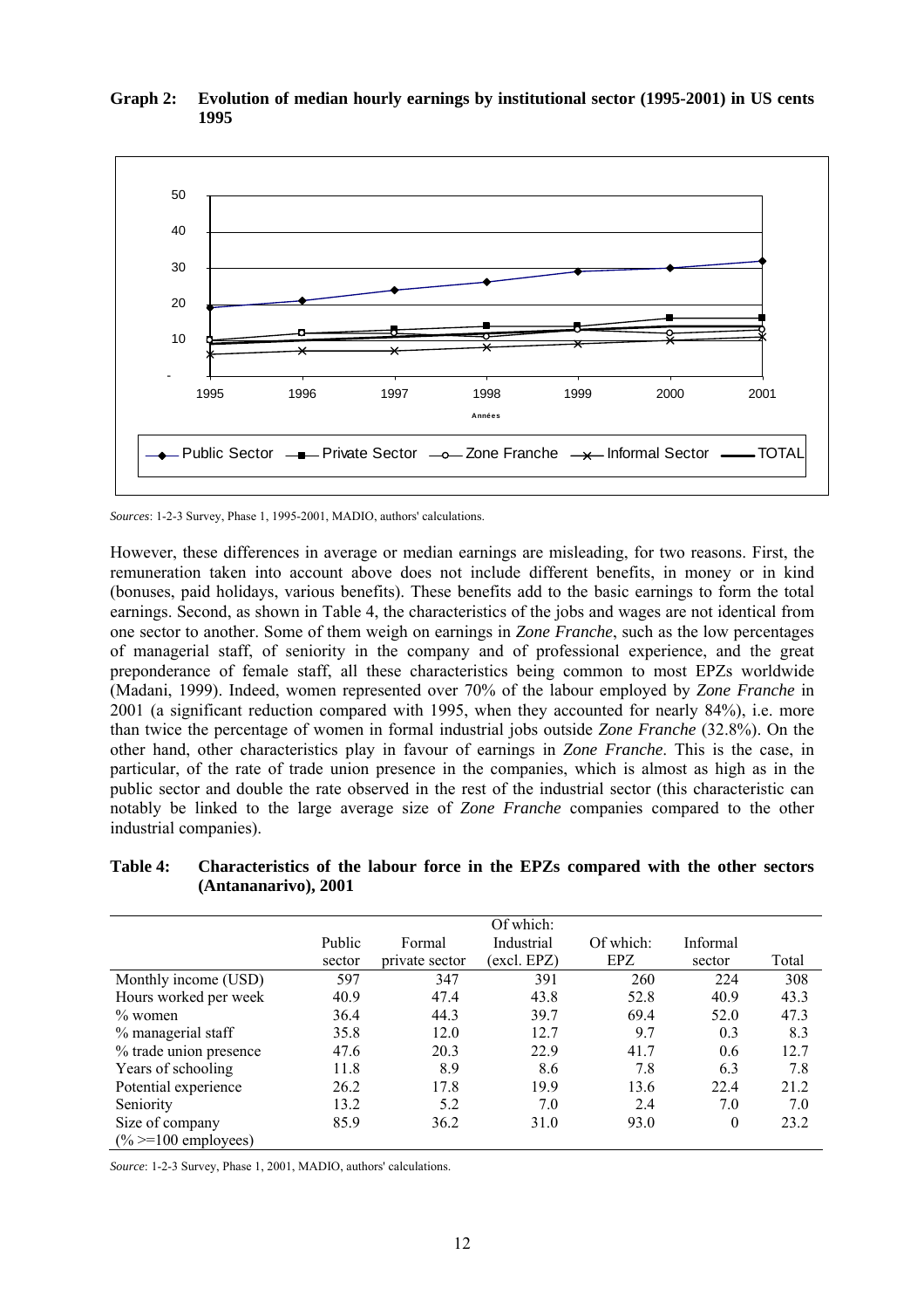**Graph 2: Evolution of median hourly earnings by institutional sector (1995-2001) in US cents 1995**

*Sources*: 1-2-3 Survey, Phase 1, 1995-2001, MADIO, authors' calculations.

However, these differences in average or median earnings are misleading, for two reasons. First, the remuneration taken into account above does not include different benefits, in money or in kind (bonuses, paid holidays, various benefits). These benefits add to the basic earnings to form the total earnings. Second, as shown in Table 4, the characteristics of the jobs and wages are not identical from one sector to another. Some of them weigh on earnings in *Zone Franche*, such as the low percentages of managerial staff, of seniority in the company and of professional experience, and the great preponderance of female staff, all these characteristics being common to most EPZs worldwide (Madani, 1999). Indeed, women represented over 70% of the labour employed by *Zone Franche* in 2001 (a significant reduction compared with 1995, when they accounted for nearly 84%), i.e. more than twice the percentage of women in formal industrial jobs outside *Zone Franche* (32.8%). On the other hand, other characteristics play in favour of earnings in *Zone Franche*. This is the case, in particular, of the rate of trade union presence in the companies, which is almost as high as in the public sector and double the rate observed in the rest of the industrial sector (this characteristic can notably be linked to the large average size of *Zone Franche* companies compared to the other industrial companies).

**Table 4: Characteristics of the labour force in the EPZs compared with the other sectors (Antananarivo), 2001**

| | Public sector | Formal private sector | Of which: Industrial (excl. EPZ) | Of which: EPZ | Informal sector | Total |
|---|---|---|---|---|---|---|
| Monthly income (USD) | 597 | 347 | 391 | 260 | 224 | 308 |
| Hours worked per week | 40.9 | 47.4 | 43.8 | 52.8 | 40.9 | 43.3 |
| % women | 36.4 | 44.3 | 39.7 | 69.4 | 52.0 | 47.3 |
| % managerial staff | 35.8 | 12.0 | 12.7 | 9.7 | 0.3 | 8.3 |
| % trade union presence | 47.6 | 20.3 | 22.9 | 41.7 | 0.6 | 12.7 |
| Years of schooling | 11.8 | 8.9 | 8.6 | 7.8 | 6.3 | 7.8 |
| Potential experience | 26.2 | 17.8 | 19.9 | 13.6 | 22.4 | 21.2 |
| Seniority | 13.2 | 5.2 | 7.0 | 2.4 | 7.0 | 7.0 |
| Size of company (% >=100 employees) | 85.9 | 36.2 | 31.0 | 93.0 | 0 | 23.2 |

*Source*: 1-2-3 Survey, Phase 1, 2001, MADIO, authors' calculations.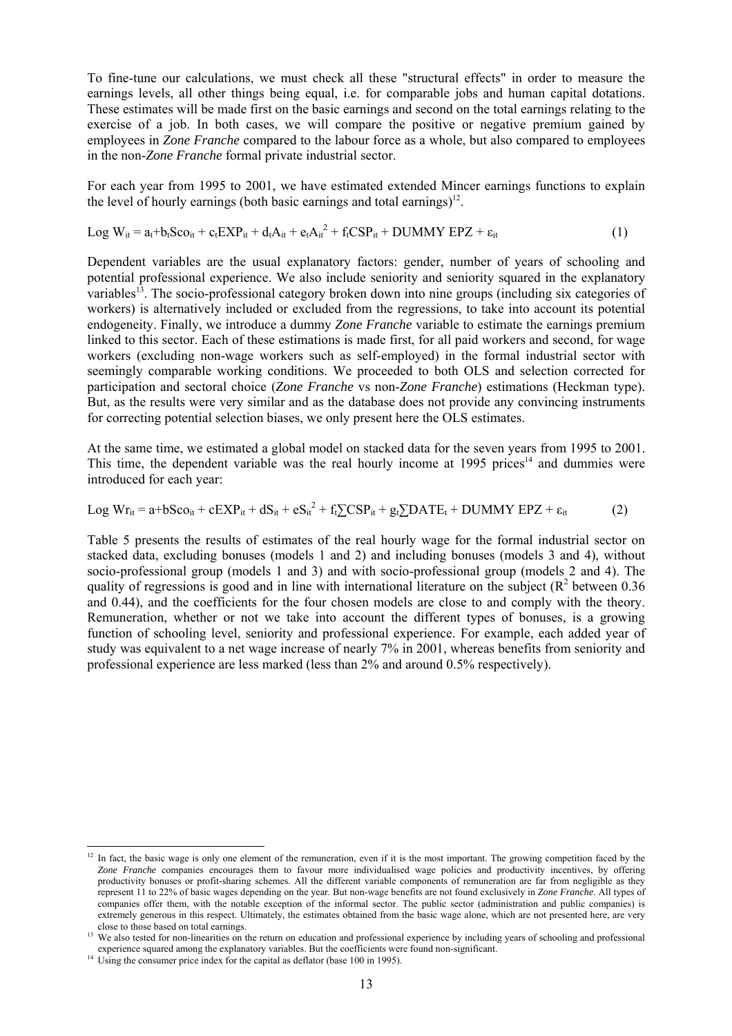To fine-tune our calculations, we must check all these "structural effects" in order to measure the earnings levels, all other things being equal, i.e. for comparable jobs and human capital dotations. These estimates will be made first on the basic earnings and second on the total earnings relating to the exercise of a job. In both cases, we will compare the positive or negative premium gained by employees in *Zone Franche* compared to the labour force as a whole, but also compared to employees in the non-*Zone Franche* formal private industrial sector.

For each year from 1995 to 2001, we have estimated extended Mincer earnings functions to explain the level of hourly earnings (both basic earnings and total earnings)[12].

$$\text{Log } W_{it} = a_t + b_t Sco_{it} + c_t EXP_{it} + d_t A_{it} + e_t A_{it}^2 + f_t CSP_{it} + \text{DUMMY EPZ} + \varepsilon_{it} \quad (1)$$

Dependent variables are the usual explanatory factors: gender, number of years of schooling and potential professional experience. We also include seniority and seniority squared in the explanatory variables[13]. The socio-professional category broken down into nine groups (including six categories of workers) is alternatively included or excluded from the regressions, to take into account its potential endogeneity. Finally, we introduce a dummy *Zone Franche* variable to estimate the earnings premium linked to this sector. Each of these estimations is made first, for all paid workers and second, for wage workers (excluding non-wage workers such as self-employed) in the formal industrial sector with seemingly comparable working conditions. We proceeded to both OLS and selection corrected for participation and sectoral choice (*Zone Franche* vs non-*Zone Franche*) estimations (Heckman type). But, as the results were very similar and as the database does not provide any convincing instruments for correcting potential selection biases, we only present here the OLS estimates.

At the same time, we estimated a global model on stacked data for the seven years from 1995 to 2001. This time, the dependent variable was the real hourly income at 1995 prices[14] and dummies were introduced for each year:

$$\text{Log } Wr_{it} = a + bSco_{it} + cEXP_{it} + dS_{it} + eS_{it}^2 + f_t \sum CSP_{it} + g_t \sum DATE_t + \text{DUMMY EPZ} + \varepsilon_{it} \quad (2)$$

Table 5 presents the results of estimates of the real hourly wage for the formal industrial sector on stacked data, excluding bonuses (models 1 and 2) and including bonuses (models 3 and 4), without socio-professional group (models 1 and 3) and with socio-professional group (models 2 and 4). The quality of regressions is good and in line with international literature on the subject ($R^2$ between 0.36 and 0.44), and the coefficients for the four chosen models are close to and comply with the theory. Remuneration, whether or not we take into account the different types of bonuses, is a growing function of schooling level, seniority and professional experience. For example, each added year of study was equivalent to a net wage increase of nearly 7% in 2001, whereas benefits from seniority and professional experience are less marked (less than 2% and around 0.5% respectively).

---

[12] In fact, the basic wage is only one element of the remuneration, even if it is the most important. The growing competition faced by the *Zone Franche* companies encourages them to favour more individualised wage policies and productivity incentives, by offering productivity bonuses or profit-sharing schemes. All the different variable components of remuneration are far from negligible as they represent 11 to 22% of basic wages depending on the year. But non-wage benefits are not found exclusively in *Zone Franche*. All types of companies offer them, with the notable exception of the informal sector. The public sector (administration and public companies) is extremely generous in this respect. Ultimately, the estimates obtained from the basic wage alone, which are not presented here, are very close to those based on total earnings.

[13] We also tested for non-linearities on the return on education and professional experience by including years of schooling and professional experience squared among the explanatory variables. But the coefficients were found non-significant.

[14] Using the consumer price index for the capital as deflator (base 100 in 1995).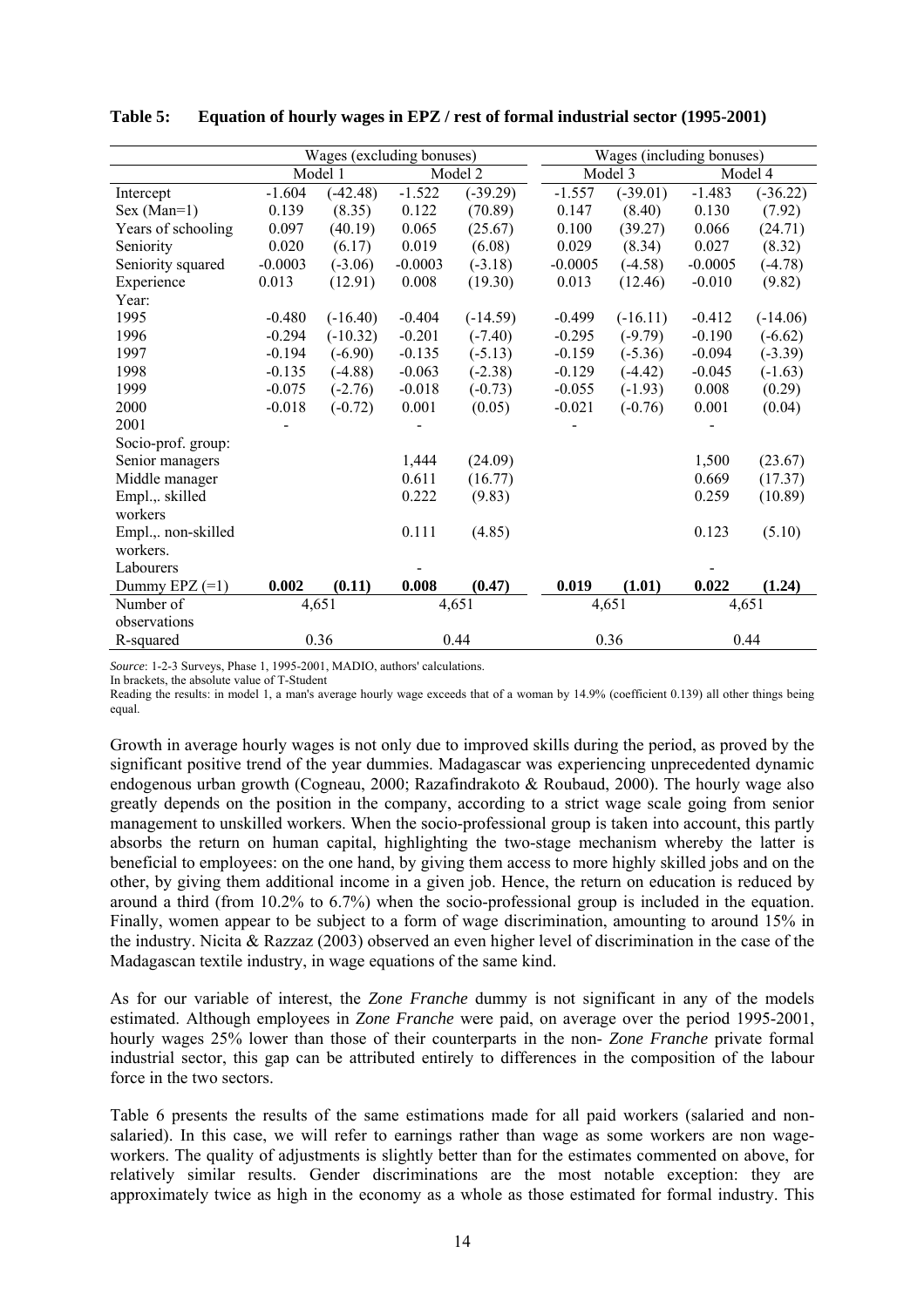**Table 5: Equation of hourly wages in EPZ / rest of formal industrial sector (1995-2001)**

| | Wages (excluding bonuses) | | | | Wages (including bonuses) | | | |
|---|---|---|---|---|---|---|---|---|
| | Model 1 | | Model 2 | | Model 3 | | Model 4 | |
| Intercept | -1.604 | (-42.48) | -1.522 | (-39.29) | -1.557 | (-39.01) | -1.483 | (-36.22) |
| Sex (Man=1) | 0.139 | (8.35) | 0.122 | (70.89) | 0.147 | (8.40) | 0.130 | (7.92) |
| Years of schooling | 0.097 | (40.19) | 0.065 | (25.67) | 0.100 | (39.27) | 0.066 | (24.71) |
| Seniority | 0.020 | (6.17) | 0.019 | (6.08) | 0.029 | (8.34) | 0.027 | (8.32) |
| Seniority squared | -0.0003 | (-3.06) | -0.0003 | (-3.18) | -0.0005 | (-4.58) | -0.0005 | (-4.78) |
| Experience | 0.013 | (12.91) | 0.008 | (19.30) | 0.013 | (12.46) | -0.010 | (9.82) |
| Year: | | | | | | | | |
| 1995 | -0.480 | (-16.40) | -0.404 | (-14.59) | -0.499 | (-16.11) | -0.412 | (-14.06) |
| 1996 | -0.294 | (-10.32) | -0.201 | (-7.40) | -0.295 | (-9.79) | -0.190 | (-6.62) |
| 1997 | -0.194 | (-6.90) | -0.135 | (-5.13) | -0.159 | (-5.36) | -0.094 | (-3.39) |
| 1998 | -0.135 | (-4.88) | -0.063 | (-2.38) | -0.129 | (-4.42) | -0.045 | (-1.63) |
| 1999 | -0.075 | (-2.76) | -0.018 | (-0.73) | -0.055 | (-1.93) | 0.008 | (0.29) |
| 2000 | -0.018 | (-0.72) | 0.001 | (0.05) | -0.021 | (-0.76) | 0.001 | (0.04) |
| 2001 | - | | - | | - | | - | |
| Socio-prof. group: | | | | | | | | |
| Senior managers | | | 1,444 | (24.09) | | | 1,500 | (23.67) |
| Middle manager | | | 0.611 | (16.77) | | | 0.669 | (17.37) |
| Empl.,. skilled workers | | | 0.222 | (9.83) | | | 0.259 | (10.89) |
| Empl.,. non-skilled workers. | | | 0.111 | (4.85) | | | 0.123 | (5.10) |
| Labourers | | | - | | | | - | |
| **Dummy EPZ (=1)** | **0.002** | **(0.11)** | **0.008** | **(0.47)** | **0.019** | **(1.01)** | **0.022** | **(1.24)** |
| Number of observations | 4,651 | | 4,651 | | 4,651 | | 4,651 | |
| R-squared | 0.36 | | 0.44 | | 0.36 | | 0.44 | |

*Source*: 1-2-3 Surveys, Phase 1, 1995-2001, MADIO, authors' calculations.
In brackets, the absolute value of T-Student
Reading the results: in model 1, a man's average hourly wage exceeds that of a woman by 14.9% (coefficient 0.139) all other things being equal.

Growth in average hourly wages is not only due to improved skills during the period, as proved by the significant positive trend of the year dummies. Madagascar was experiencing unprecedented dynamic endogenous urban growth (Cogneau, 2000; Razafindrakoto & Roubaud, 2000). The hourly wage also greatly depends on the position in the company, according to a strict wage scale going from senior management to unskilled workers. When the socio-professional group is taken into account, this partly absorbs the return on human capital, highlighting the two-stage mechanism whereby the latter is beneficial to employees: on the one hand, by giving them access to more highly skilled jobs and on the other, by giving them additional income in a given job. Hence, the return on education is reduced by around a third (from 10.2% to 6.7%) when the socio-professional group is included in the equation. Finally, women appear to be subject to a form of wage discrimination, amounting to around 15% in the industry. Nicita & Razzaz (2003) observed an even higher level of discrimination in the case of the Madagascan textile industry, in wage equations of the same kind.

As for our variable of interest, the *Zone Franche* dummy is not significant in any of the models estimated. Although employees in *Zone Franche* were paid, on average over the period 1995-2001, hourly wages 25% lower than those of their counterparts in the non- *Zone Franche* private formal industrial sector, this gap can be attributed entirely to differences in the composition of the labour force in the two sectors.

Table 6 presents the results of the same estimations made for all paid workers (salaried and non-salaried). In this case, we will refer to earnings rather than wage as some workers are non wage-workers. The quality of adjustments is slightly better than for the estimates commented on above, for relatively similar results. Gender discriminations are the most notable exception: they are approximately twice as high in the economy as a whole as those estimated for formal industry. This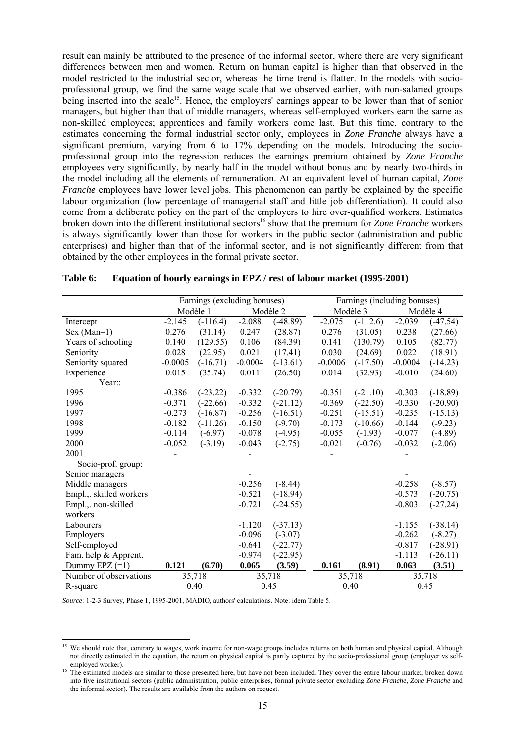result can mainly be attributed to the presence of the informal sector, where there are very significant differences between men and women. Return on human capital is higher than that observed in the model restricted to the industrial sector, whereas the time trend is flatter. In the models with socio-professional group, we find the same wage scale that we observed earlier, with non-salaried groups being inserted into the scale[15]. Hence, the employers' earnings appear to be lower than that of senior managers, but higher than that of middle managers, whereas self-employed workers earn the same as non-skilled employees; apprentices and family workers come last. But this time, contrary to the estimates concerning the formal industrial sector only, employees in *Zone Franche* always have a significant premium, varying from 6 to 17% depending on the models. Introducing the socio-professional group into the regression reduces the earnings premium obtained by *Zone Franche* employees very significantly, by nearly half in the model without bonus and by nearly two-thirds in the model including all the elements of remuneration. At an equivalent level of human capital, *Zone Franche* employees have lower level jobs. This phenomenon can partly be explained by the specific labour organization (low percentage of managerial staff and little job differentiation). It could also come from a deliberate policy on the part of the employers to hire over-qualified workers. Estimates broken down into the different institutional sectors[16] show that the premium for *Zone Franche* workers is always significantly lower than those for workers in the public sector (administration and public enterprises) and higher than that of the informal sector, and is not significantly different from that obtained by the other employees in the formal private sector.

**Table 6: Equation of hourly earnings in EPZ / rest of labour market (1995-2001)**

| | Earnings (excluding bonuses) | | | | Earnings (including bonuses) | | | |
|---|---|---|---|---|---|---|---|---|
| | Modèle 1 | | Modèle 2 | | Modèle 3 | | Modèle 4 | |
| Intercept | -2.145 | (-116.4) | -2.088 | (-48.89) | -2.075 | (-112.6) | -2.039 | (-47.54) |
| Sex (Man=1) | 0.276 | (31.14) | 0.247 | (28.87) | 0.276 | (31.05) | 0.238 | (27.66) |
| Years of schooling | 0.140 | (129.55) | 0.106 | (84.39) | 0.141 | (130.79) | 0.105 | (82.77) |
| Seniority | 0.028 | (22.95) | 0.021 | (17.41) | 0.030 | (24.69) | 0.022 | (18.91) |
| Seniority squared | -0.0005 | (-16.71) | -0.0004 | (-13.61) | -0.0006 | (-17.50) | -0.0004 | (-14.23) |
| Experience | 0.015 | (35.74) | 0.011 | (26.50) | 0.014 | (32.93) | -0.010 | (24.60) |
| Year:: | | | | | | | | |
| 1995 | -0.386 | (-23.22) | -0.332 | (-20.79) | -0.351 | (-21.10) | -0.303 | (-18.89) |
| 1996 | -0.371 | (-22.66) | -0.332 | (-21.12) | -0.369 | (-22.50) | -0.330 | (-20.90) |
| 1997 | -0.273 | (-16.87) | -0.256 | (-16.51) | -0.251 | (-15.51) | -0.235 | (-15.13) |
| 1998 | -0.182 | (-11.26) | -0.150 | (-9.70) | -0.173 | (-10.66) | -0.144 | (-9.23) |
| 1999 | -0.114 | (-6.97) | -0.078 | (-4.95) | -0.055 | (-1.93) | -0.077 | (-4.89) |
| 2000 | -0.052 | (-3.19) | -0.043 | (-2.75) | -0.021 | (-0.76) | -0.032 | (-2.06) |
| 2001 | - | | - | | - | | - | |
| Socio-prof. group: | | | | | | | | |
| Senior managers | | | - | | | | - | |
| Middle managers | | | -0.256 | (-8.44) | | | -0.258 | (-8.57) |
| Empl.,. skilled workers | | | -0.521 | (-18.94) | | | -0.573 | (-20.75) |
| Empl.,. non-skilled workers | | | -0.721 | (-24.55) | | | -0.803 | (-27.24) |
| Labourers | | | -1.120 | (-37.13) | | | -1.155 | (-38.14) |
| Employers | | | -0.096 | (-3.07) | | | -0.262 | (-8.27) |
| Self-employed | | | -0.641 | (-22.77) | | | -0.817 | (-28.91) |
| Fam. help & Apprent. | | | -0.974 | (-22.95) | | | -1.113 | (-26.11) |
| Dummy EPZ (=1) | **0.121** | **(6.70)** | **0.065** | **(3.59)** | **0.161** | **(8.91)** | **0.063** | **(3.51)** |
| Number of observations | 35,718 | | 35,718 | | 35,718 | | 35,718 | |
| R-square | 0.40 | | 0.45 | | 0.40 | | 0.45 | |

*Source*: 1-2-3 Survey, Phase 1, 1995-2001, MADIO, authors' calculations. Note: idem Table 5.

[15] We should note that, contrary to wages, work income for non-wage groups includes returns on both human and physical capital. Although not directly estimated in the equation, the return on physical capital is partly captured by the socio-professional group (employer vs self-employed worker).

[16] The estimated models are similar to those presented here, but have not been included. They cover the entire labour market, broken down into five institutional sectors (public administration, public enterprises, formal private sector excluding *Zone Franche*, *Zone Franche* and the informal sector). The results are available from the authors on request.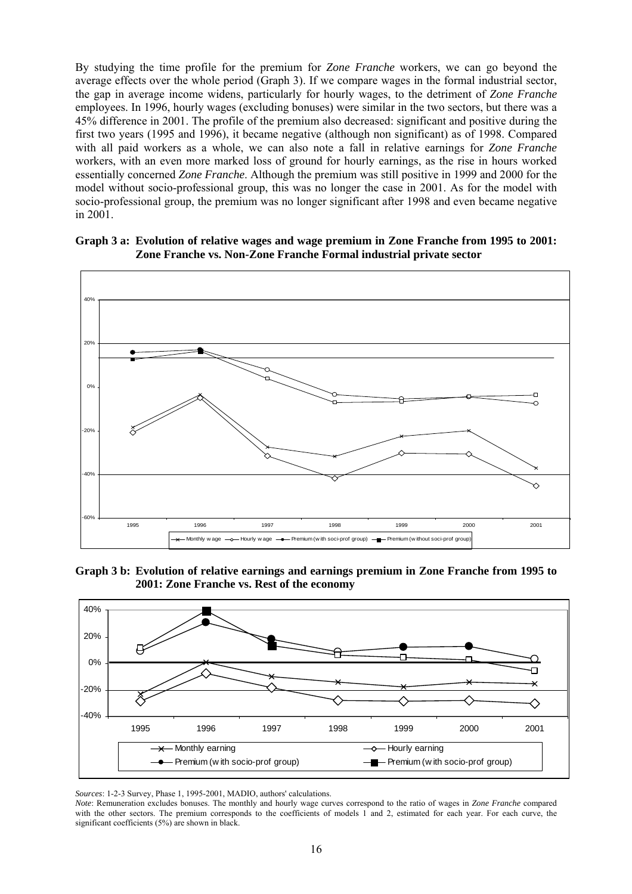By studying the time profile for the premium for *Zone Franche* workers, we can go beyond the average effects over the whole period (Graph 3). If we compare wages in the formal industrial sector, the gap in average income widens, particularly for hourly wages, to the detriment of *Zone Franche* employees. In 1996, hourly wages (excluding bonuses) were similar in the two sectors, but there was a 45% difference in 2001. The profile of the premium also decreased: significant and positive during the first two years (1995 and 1996), it became negative (although non significant) as of 1998. Compared with all paid workers as a whole, we can also note a fall in relative earnings for *Zone Franche* workers, with an even more marked loss of ground for hourly earnings, as the rise in hours worked essentially concerned *Zone Franche*. Although the premium was still positive in 1999 and 2000 for the model without socio-professional group, this was no longer the case in 2001. As for the model with socio-professional group, the premium was no longer significant after 1998 and even became negative in 2001.

**Graph 3 a: Evolution of relative wages and wage premium in Zone Franche from 1995 to 2001: Zone Franche vs. Non-Zone Franche Formal industrial private sector**

**Graph 3 b: Evolution of relative earnings and earnings premium in Zone Franche from 1995 to 2001: Zone Franche vs. Rest of the economy**

*Sources*: 1-2-3 Survey, Phase 1, 1995-2001, MADIO, authors' calculations.

*Note*: Remuneration excludes bonuses. The monthly and hourly wage curves correspond to the ratio of wages in *Zone Franche* compared with the other sectors. The premium corresponds to the coefficients of models 1 and 2, estimated for each year. For each curve, the significant coefficients (5%) are shown in black.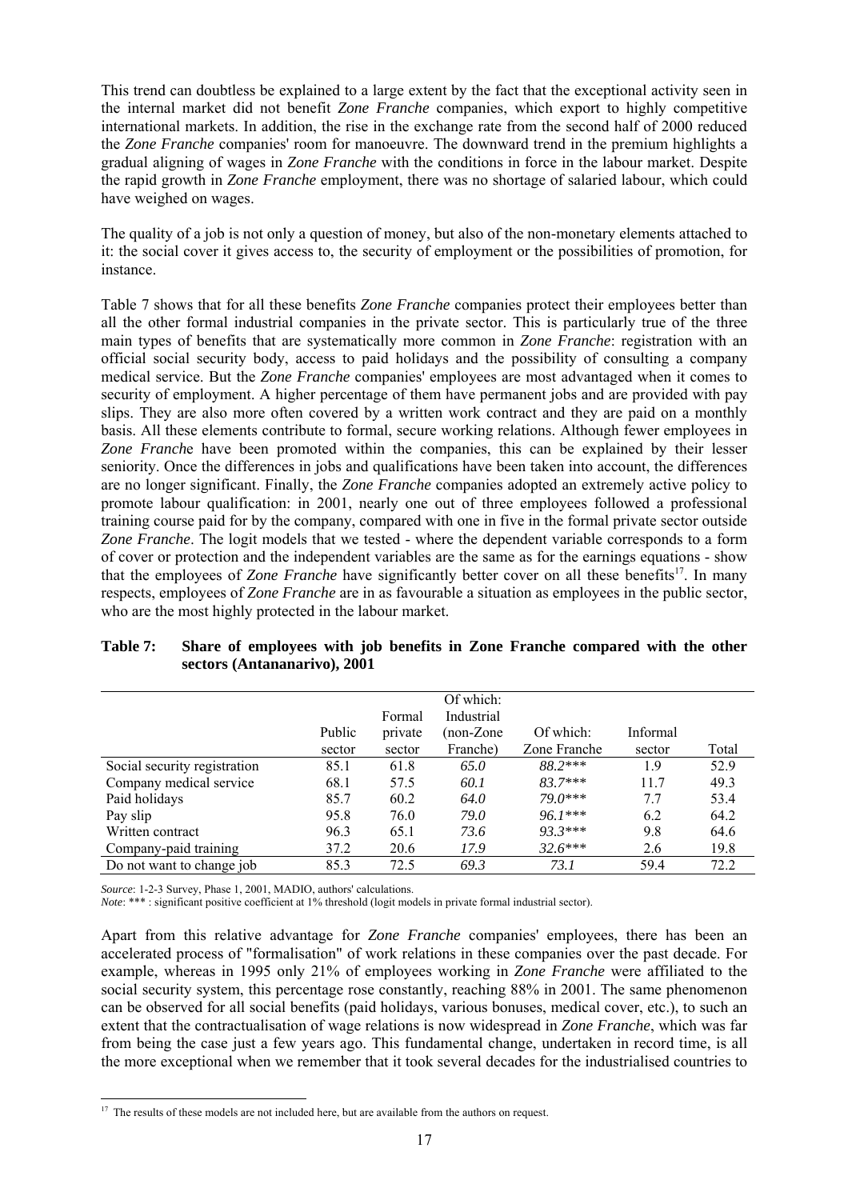This trend can doubtless be explained to a large extent by the fact that the exceptional activity seen in the internal market did not benefit *Zone Franche* companies, which export to highly competitive international markets. In addition, the rise in the exchange rate from the second half of 2000 reduced the *Zone Franche* companies' room for manoeuvre. The downward trend in the premium highlights a gradual aligning of wages in *Zone Franche* with the conditions in force in the labour market. Despite the rapid growth in *Zone Franche* employment, there was no shortage of salaried labour, which could have weighed on wages.

The quality of a job is not only a question of money, but also of the non-monetary elements attached to it: the social cover it gives access to, the security of employment or the possibilities of promotion, for instance.

Table 7 shows that for all these benefits *Zone Franche* companies protect their employees better than all the other formal industrial companies in the private sector. This is particularly true of the three main types of benefits that are systematically more common in *Zone Franche*: registration with an official social security body, access to paid holidays and the possibility of consulting a company medical service. But the *Zone Franche* companies' employees are most advantaged when it comes to security of employment. A higher percentage of them have permanent jobs and are provided with pay slips. They are also more often covered by a written work contract and they are paid on a monthly basis. All these elements contribute to formal, secure working relations. Although fewer employees in *Zone Franche* have been promoted within the companies, this can be explained by their lesser seniority. Once the differences in jobs and qualifications have been taken into account, the differences are no longer significant. Finally, the *Zone Franche* companies adopted an extremely active policy to promote labour qualification: in 2001, nearly one out of three employees followed a professional training course paid for by the company, compared with one in five in the formal private sector outside *Zone Franche*. The logit models that we tested - where the dependent variable corresponds to a form of cover or protection and the independent variables are the same as for the earnings equations - show that the employees of *Zone Franche* have significantly better cover on all these benefits[17]. In many respects, employees of *Zone Franche* are in as favourable a situation as employees in the public sector, who are the most highly protected in the labour market.

**Table 7: Share of employees with job benefits in Zone Franche compared with the other sectors (Antananarivo), 2001**

| | Public sector | Formal private sector | Of which: Industrial (non-Zone Franche) | Of which: Zone Franche | Informal sector | Total |
|---|---|---|---|---|---|---|
| Social security registration | 85.1 | 61.8 | *65.0* | *88.2**** | 1.9 | 52.9 |
| Company medical service | 68.1 | 57.5 | *60.1* | *83.7**** | 11.7 | 49.3 |
| Paid holidays | 85.7 | 60.2 | *64.0* | *79.0**** | 7.7 | 53.4 |
| Pay slip | 95.8 | 76.0 | *79.0* | *96.1**** | 6.2 | 64.2 |
| Written contract | 96.3 | 65.1 | *73.6* | *93.3**** | 9.8 | 64.6 |
| Company-paid training | 37.2 | 20.6 | *17.9* | *32.6**** | 2.6 | 19.8 |
| Do not want to change job | 85.3 | 72.5 | *69.3* | *73.1* | 59.4 | 72.2 |

*Source*: 1-2-3 Survey, Phase 1, 2001, MADIO, authors' calculations.
*Note*: *** : significant positive coefficient at 1% threshold (logit models in private formal industrial sector).

Apart from this relative advantage for *Zone Franche* companies' employees, there has been an accelerated process of "formalisation" of work relations in these companies over the past decade. For example, whereas in 1995 only 21% of employees working in *Zone Franche* were affiliated to the social security system, this percentage rose constantly, reaching 88% in 2001. The same phenomenon can be observed for all social benefits (paid holidays, various bonuses, medical cover, etc.), to such an extent that the contractualisation of wage relations is now widespread in *Zone Franche*, which was far from being the case just a few years ago. This fundamental change, undertaken in record time, is all the more exceptional when we remember that it took several decades for the industrialised countries to

[17] The results of these models are not included here, but are available from the authors on request.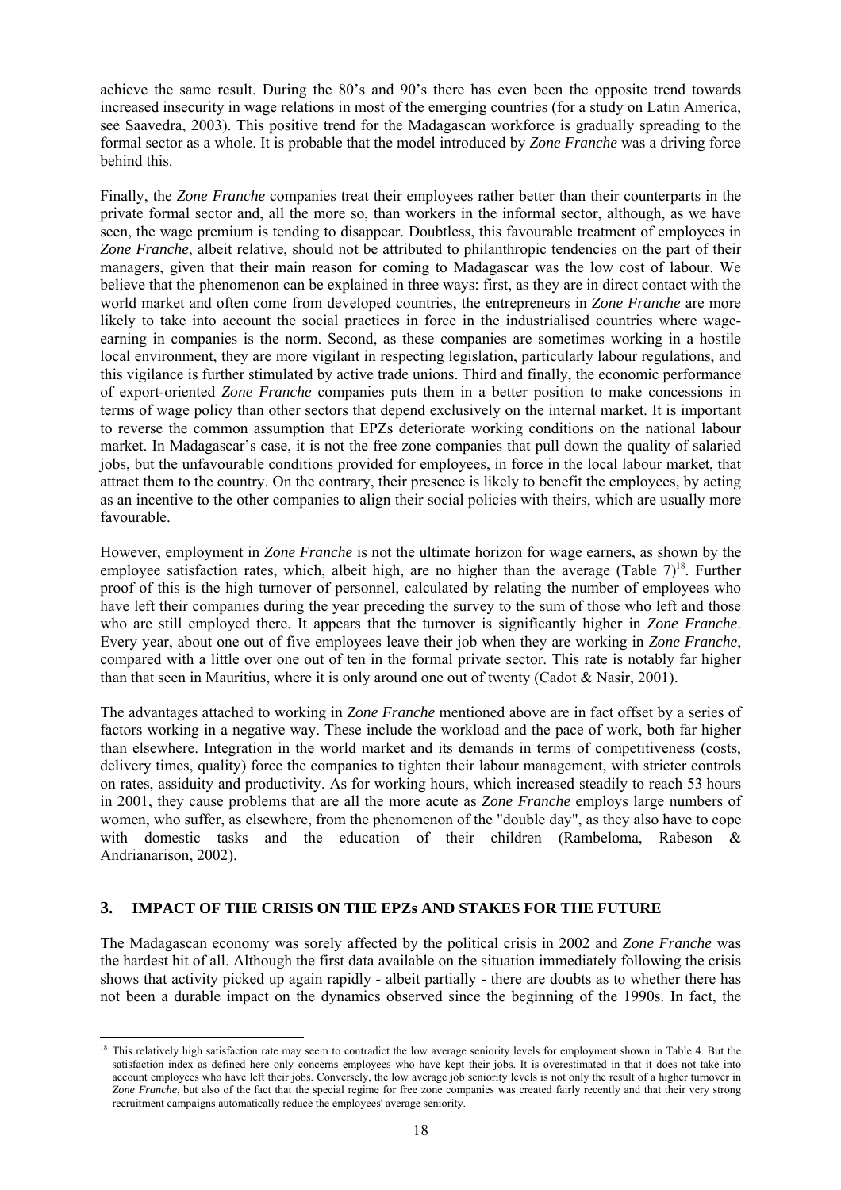achieve the same result. During the 80's and 90's there has even been the opposite trend towards increased insecurity in wage relations in most of the emerging countries (for a study on Latin America, see Saavedra, 2003). This positive trend for the Madagascan workforce is gradually spreading to the formal sector as a whole. It is probable that the model introduced by *Zone Franche* was a driving force behind this.

Finally, the *Zone Franche* companies treat their employees rather better than their counterparts in the private formal sector and, all the more so, than workers in the informal sector, although, as we have seen, the wage premium is tending to disappear. Doubtless, this favourable treatment of employees in *Zone Franche*, albeit relative, should not be attributed to philanthropic tendencies on the part of their managers, given that their main reason for coming to Madagascar was the low cost of labour. We believe that the phenomenon can be explained in three ways: first, as they are in direct contact with the world market and often come from developed countries, the entrepreneurs in *Zone Franche* are more likely to take into account the social practices in force in the industrialised countries where wage-earning in companies is the norm. Second, as these companies are sometimes working in a hostile local environment, they are more vigilant in respecting legislation, particularly labour regulations, and this vigilance is further stimulated by active trade unions. Third and finally, the economic performance of export-oriented *Zone Franche* companies puts them in a better position to make concessions in terms of wage policy than other sectors that depend exclusively on the internal market. It is important to reverse the common assumption that EPZs deteriorate working conditions on the national labour market. In Madagascar's case, it is not the free zone companies that pull down the quality of salaried jobs, but the unfavourable conditions provided for employees, in force in the local labour market, that attract them to the country. On the contrary, their presence is likely to benefit the employees, by acting as an incentive to the other companies to align their social policies with theirs, which are usually more favourable.

However, employment in *Zone Franche* is not the ultimate horizon for wage earners, as shown by the employee satisfaction rates, which, albeit high, are no higher than the average (Table 7)[18]. Further proof of this is the high turnover of personnel, calculated by relating the number of employees who have left their companies during the year preceding the survey to the sum of those who left and those who are still employed there. It appears that the turnover is significantly higher in *Zone Franche*. Every year, about one out of five employees leave their job when they are working in *Zone Franche*, compared with a little over one out of ten in the formal private sector. This rate is notably far higher than that seen in Mauritius, where it is only around one out of twenty (Cadot & Nasir, 2001).

The advantages attached to working in *Zone Franche* mentioned above are in fact offset by a series of factors working in a negative way. These include the workload and the pace of work, both far higher than elsewhere. Integration in the world market and its demands in terms of competitiveness (costs, delivery times, quality) force the companies to tighten their labour management, with stricter controls on rates, assiduity and productivity. As for working hours, which increased steadily to reach 53 hours in 2001, they cause problems that are all the more acute as *Zone Franche* employs large numbers of women, who suffer, as elsewhere, from the phenomenon of the "double day", as they also have to cope with domestic tasks and the education of their children (Rambeloma, Rabeson & Andrianarison, 2002).

## 3. IMPACT OF THE CRISIS ON THE EPZs AND STAKES FOR THE FUTURE

The Madagascan economy was sorely affected by the political crisis in 2002 and *Zone Franche* was the hardest hit of all. Although the first data available on the situation immediately following the crisis shows that activity picked up again rapidly - albeit partially - there are doubts as to whether there has not been a durable impact on the dynamics observed since the beginning of the 1990s. In fact, the

---

[18] This relatively high satisfaction rate may seem to contradict the low average seniority levels for employment shown in Table 4. But the satisfaction index as defined here only concerns employees who have kept their jobs. It is overestimated in that it does not take into account employees who have left their jobs. Conversely, the low average job seniority levels is not only the result of a higher turnover in *Zone Franche*, but also of the fact that the special regime for free zone companies was created fairly recently and that their very strong recruitment campaigns automatically reduce the employees' average seniority.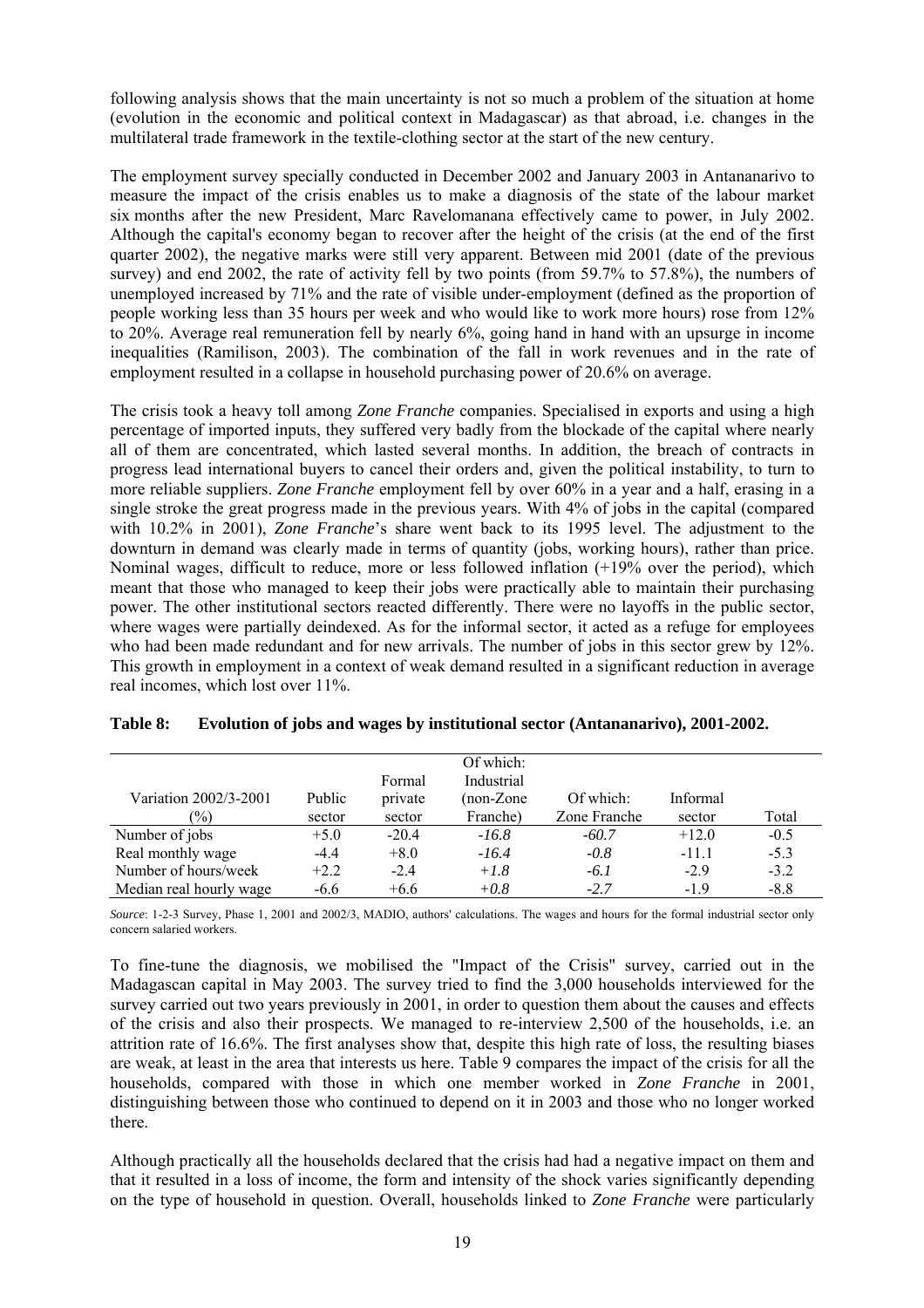following analysis shows that the main uncertainty is not so much a problem of the situation at home (evolution in the economic and political context in Madagascar) as that abroad, i.e. changes in the multilateral trade framework in the textile-clothing sector at the start of the new century.

The employment survey specially conducted in December 2002 and January 2003 in Antananarivo to measure the impact of the crisis enables us to make a diagnosis of the state of the labour market six months after the new President, Marc Ravelomanana effectively came to power, in July 2002. Although the capital's economy began to recover after the height of the crisis (at the end of the first quarter 2002), the negative marks were still very apparent. Between mid 2001 (date of the previous survey) and end 2002, the rate of activity fell by two points (from 59.7% to 57.8%), the numbers of unemployed increased by 71% and the rate of visible under-employment (defined as the proportion of people working less than 35 hours per week and who would like to work more hours) rose from 12% to 20%. Average real remuneration fell by nearly 6%, going hand in hand with an upsurge in income inequalities (Ramilison, 2003). The combination of the fall in work revenues and in the rate of employment resulted in a collapse in household purchasing power of 20.6% on average.

The crisis took a heavy toll among *Zone Franche* companies. Specialised in exports and using a high percentage of imported inputs, they suffered very badly from the blockade of the capital where nearly all of them are concentrated, which lasted several months. In addition, the breach of contracts in progress lead international buyers to cancel their orders and, given the political instability, to turn to more reliable suppliers. *Zone Franche* employment fell by over 60% in a year and a half, erasing in a single stroke the great progress made in the previous years. With 4% of jobs in the capital (compared with 10.2% in 2001), *Zone Franche*'s share went back to its 1995 level. The adjustment to the downturn in demand was clearly made in terms of quantity (jobs, working hours), rather than price. Nominal wages, difficult to reduce, more or less followed inflation (+19% over the period), which meant that those who managed to keep their jobs were practically able to maintain their purchasing power. The other institutional sectors reacted differently. There were no layoffs in the public sector, where wages were partially deindexed. As for the informal sector, it acted as a refuge for employees who had been made redundant and for new arrivals. The number of jobs in this sector grew by 12%. This growth in employment in a context of weak demand resulted in a significant reduction in average real incomes, which lost over 11%.

**Table 8: Evolution of jobs and wages by institutional sector (Antananarivo), 2001-2002.**

| Variation 2002/3-2001 (%) | Public sector | Formal private sector | Of which: Industrial (non-Zone Franche) | Of which: Zone Franche | Informal sector | Total |
|---|---|---|---|---|---|---|
| Number of jobs | +5.0 | -20.4 | *-16.8* | *-60.7* | +12.0 | -0.5 |
| Real monthly wage | -4.4 | +8.0 | *-16.4* | *-0.8* | -11.1 | -5.3 |
| Number of hours/week | +2.2 | -2.4 | *+1.8* | *-6.1* | -2.9 | -3.2 |
| Median real hourly wage | -6.6 | +6.6 | *+0.8* | *-2.7* | -1.9 | -8.8 |

*Source*: 1-2-3 Survey, Phase 1, 2001 and 2002/3, MADIO, authors' calculations. The wages and hours for the formal industrial sector only concern salaried workers.

To fine-tune the diagnosis, we mobilised the "Impact of the Crisis" survey, carried out in the Madagascan capital in May 2003. The survey tried to find the 3,000 households interviewed for the survey carried out two years previously in 2001, in order to question them about the causes and effects of the crisis and also their prospects. We managed to re-interview 2,500 of the households, i.e. an attrition rate of 16.6%. The first analyses show that, despite this high rate of loss, the resulting biases are weak, at least in the area that interests us here. Table 9 compares the impact of the crisis for all the households, compared with those in which one member worked in *Zone Franche* in 2001, distinguishing between those who continued to depend on it in 2003 and those who no longer worked there.

Although practically all the households declared that the crisis had had a negative impact on them and that it resulted in a loss of income, the form and intensity of the shock varies significantly depending on the type of household in question. Overall, households linked to *Zone Franche* were particularly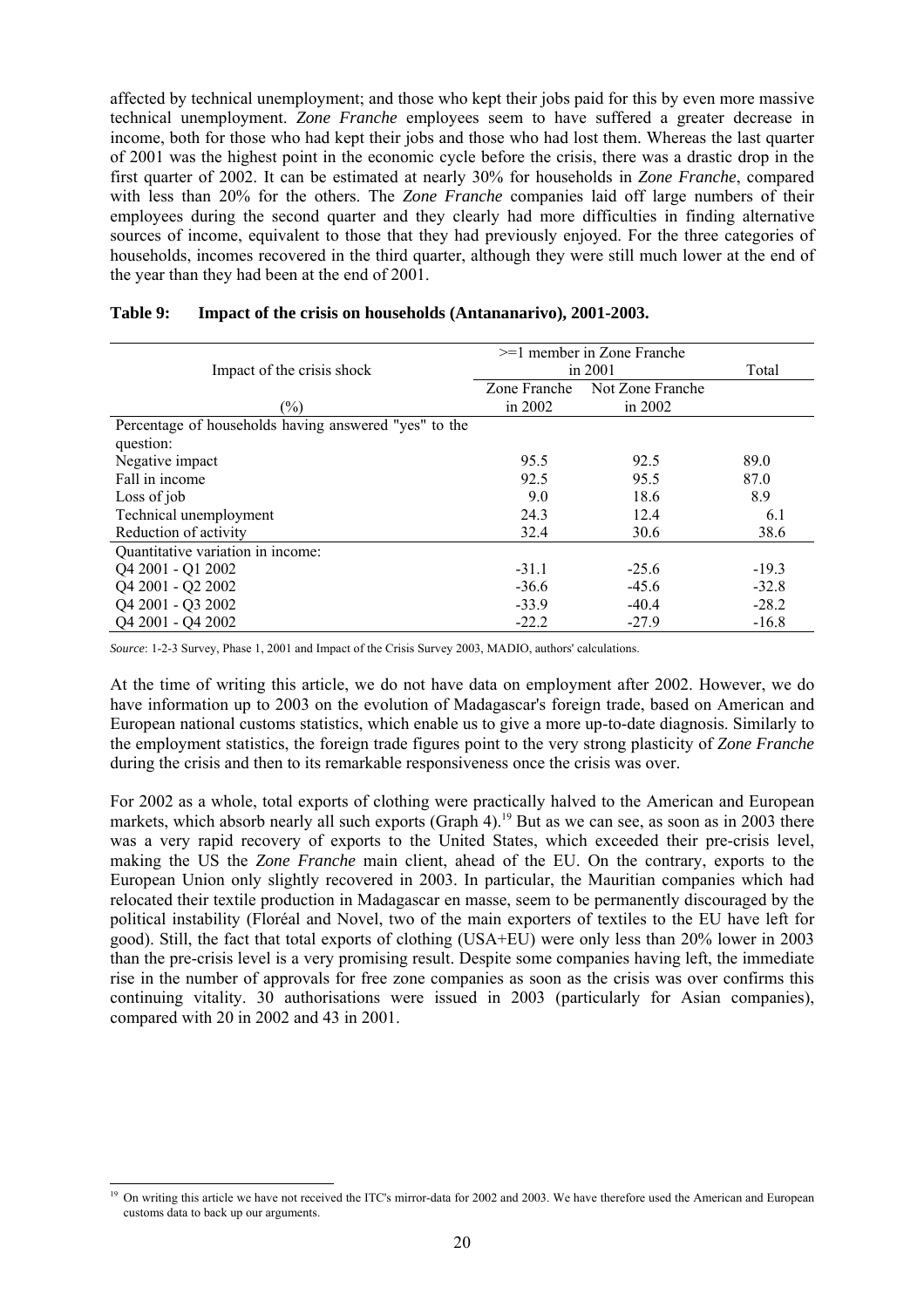affected by technical unemployment; and those who kept their jobs paid for this by even more massive technical unemployment. *Zone Franche* employees seem to have suffered a greater decrease in income, both for those who had kept their jobs and those who had lost them. Whereas the last quarter of 2001 was the highest point in the economic cycle before the crisis, there was a drastic drop in the first quarter of 2002. It can be estimated at nearly 30% for households in *Zone Franche*, compared with less than 20% for the others. The *Zone Franche* companies laid off large numbers of their employees during the second quarter and they clearly had more difficulties in finding alternative sources of income, equivalent to those that they had previously enjoyed. For the three categories of households, incomes recovered in the third quarter, although they were still much lower at the end of the year than they had been at the end of 2001.

**Table 9: Impact of the crisis on households (Antananarivo), 2001-2003.**

| Impact of the crisis shock | >=1 member in Zone Franche in 2001 | | Total |
|---|---|---|---|
| (%) | Zone Franche in 2002 | Not Zone Franche in 2002 | |
| Percentage of households having answered "yes" to the question: | | | |
| Negative impact | 95.5 | 92.5 | 89.0 |
| Fall in income | 92.5 | 95.5 | 87.0 |
| Loss of job | 9.0 | 18.6 | 8.9 |
| Technical unemployment | 24.3 | 12.4 | 6.1 |
| Reduction of activity | 32.4 | 30.6 | 38.6 |
| Quantitative variation in income: | | | |
| Q4 2001 - Q1 2002 | -31.1 | -25.6 | -19.3 |
| Q4 2001 - Q2 2002 | -36.6 | -45.6 | -32.8 |
| Q4 2001 - Q3 2002 | -33.9 | -40.4 | -28.2 |
| Q4 2001 - Q4 2002 | -22.2 | -27.9 | -16.8 |

*Source*: 1-2-3 Survey, Phase 1, 2001 and Impact of the Crisis Survey 2003, MADIO, authors' calculations.

At the time of writing this article, we do not have data on employment after 2002. However, we do have information up to 2003 on the evolution of Madagascar's foreign trade, based on American and European national customs statistics, which enable us to give a more up-to-date diagnosis. Similarly to the employment statistics, the foreign trade figures point to the very strong plasticity of *Zone Franche* during the crisis and then to its remarkable responsiveness once the crisis was over.

For 2002 as a whole, total exports of clothing were practically halved to the American and European markets, which absorb nearly all such exports (Graph 4).[19] But as we can see, as soon as in 2003 there was a very rapid recovery of exports to the United States, which exceeded their pre-crisis level, making the US the *Zone Franche* main client, ahead of the EU. On the contrary, exports to the European Union only slightly recovered in 2003. In particular, the Mauritian companies which had relocated their textile production in Madagascar en masse, seem to be permanently discouraged by the political instability (Floréal and Novel, two of the main exporters of textiles to the EU have left for good). Still, the fact that total exports of clothing (USA+EU) were only less than 20% lower in 2003 than the pre-crisis level is a very promising result. Despite some companies having left, the immediate rise in the number of approvals for free zone companies as soon as the crisis was over confirms this continuing vitality. 30 authorisations were issued in 2003 (particularly for Asian companies), compared with 20 in 2002 and 43 in 2001.

[19] On writing this article we have not received the ITC's mirror-data for 2002 and 2003. We have therefore used the American and European customs data to back up our arguments.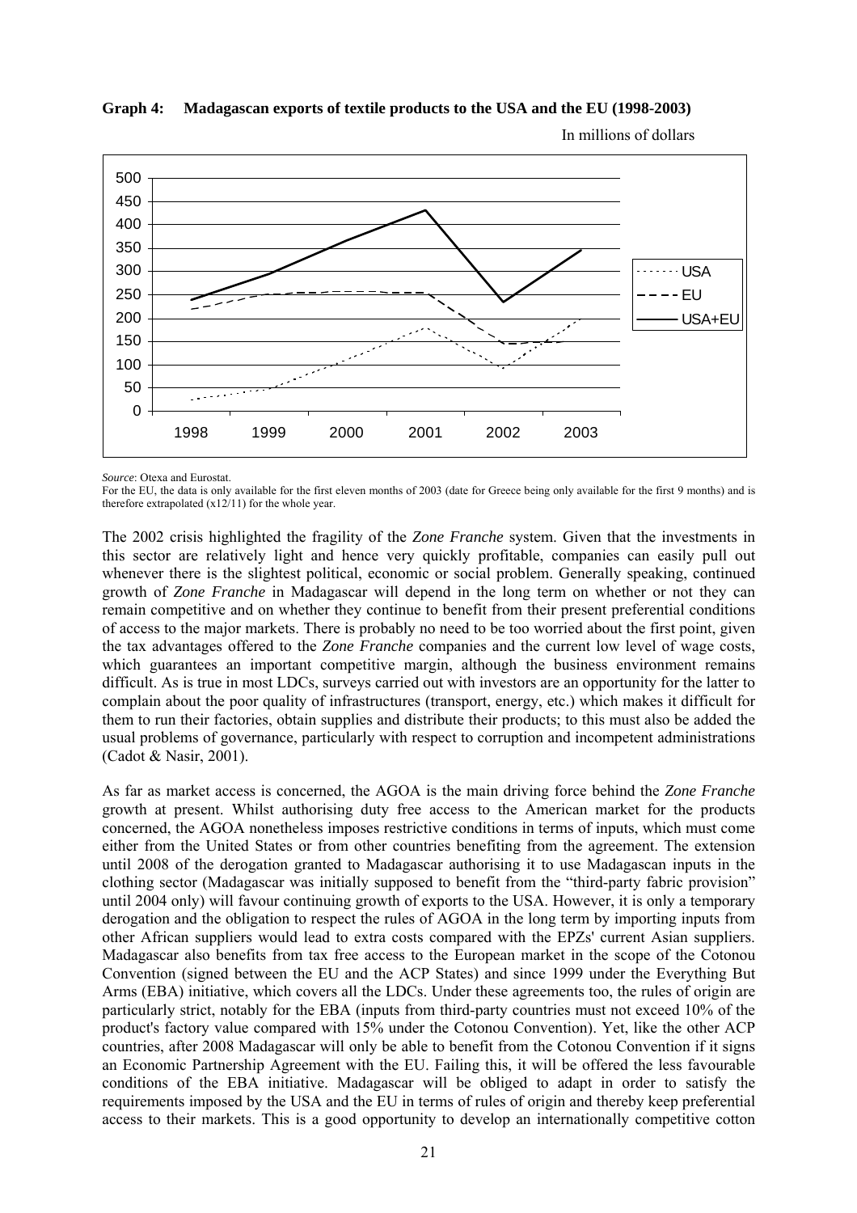**Graph 4: Madagascan exports of textile products to the USA and the EU (1998-2003)**

In millions of dollars

*Source*: Otexa and Eurostat.

For the EU, the data is only available for the first eleven months of 2003 (date for Greece being only available for the first 9 months) and is therefore extrapolated (x12/11) for the whole year.

The 2002 crisis highlighted the fragility of the *Zone Franche* system. Given that the investments in this sector are relatively light and hence very quickly profitable, companies can easily pull out whenever there is the slightest political, economic or social problem. Generally speaking, continued growth of *Zone Franche* in Madagascar will depend in the long term on whether or not they can remain competitive and on whether they continue to benefit from their present preferential conditions of access to the major markets. There is probably no need to be too worried about the first point, given the tax advantages offered to the *Zone Franche* companies and the current low level of wage costs, which guarantees an important competitive margin, although the business environment remains difficult. As is true in most LDCs, surveys carried out with investors are an opportunity for the latter to complain about the poor quality of infrastructures (transport, energy, etc.) which makes it difficult for them to run their factories, obtain supplies and distribute their products; to this must also be added the usual problems of governance, particularly with respect to corruption and incompetent administrations (Cadot & Nasir, 2001).

As far as market access is concerned, the AGOA is the main driving force behind the *Zone Franche* growth at present. Whilst authorising duty free access to the American market for the products concerned, the AGOA nonetheless imposes restrictive conditions in terms of inputs, which must come either from the United States or from other countries benefiting from the agreement. The extension until 2008 of the derogation granted to Madagascar authorising it to use Madagascan inputs in the clothing sector (Madagascar was initially supposed to benefit from the "third-party fabric provision" until 2004 only) will favour continuing growth of exports to the USA. However, it is only a temporary derogation and the obligation to respect the rules of AGOA in the long term by importing inputs from other African suppliers would lead to extra costs compared with the EPZs' current Asian suppliers. Madagascar also benefits from tax free access to the European market in the scope of the Cotonou Convention (signed between the EU and the ACP States) and since 1999 under the Everything But Arms (EBA) initiative, which covers all the LDCs. Under these agreements too, the rules of origin are particularly strict, notably for the EBA (inputs from third-party countries must not exceed 10% of the product's factory value compared with 15% under the Cotonou Convention). Yet, like the other ACP countries, after 2008 Madagascar will only be able to benefit from the Cotonou Convention if it signs an Economic Partnership Agreement with the EU. Failing this, it will be offered the less favourable conditions of the EBA initiative. Madagascar will be obliged to adapt in order to satisfy the requirements imposed by the USA and the EU in terms of rules of origin and thereby keep preferential access to their markets. This is a good opportunity to develop an internationally competitive cotton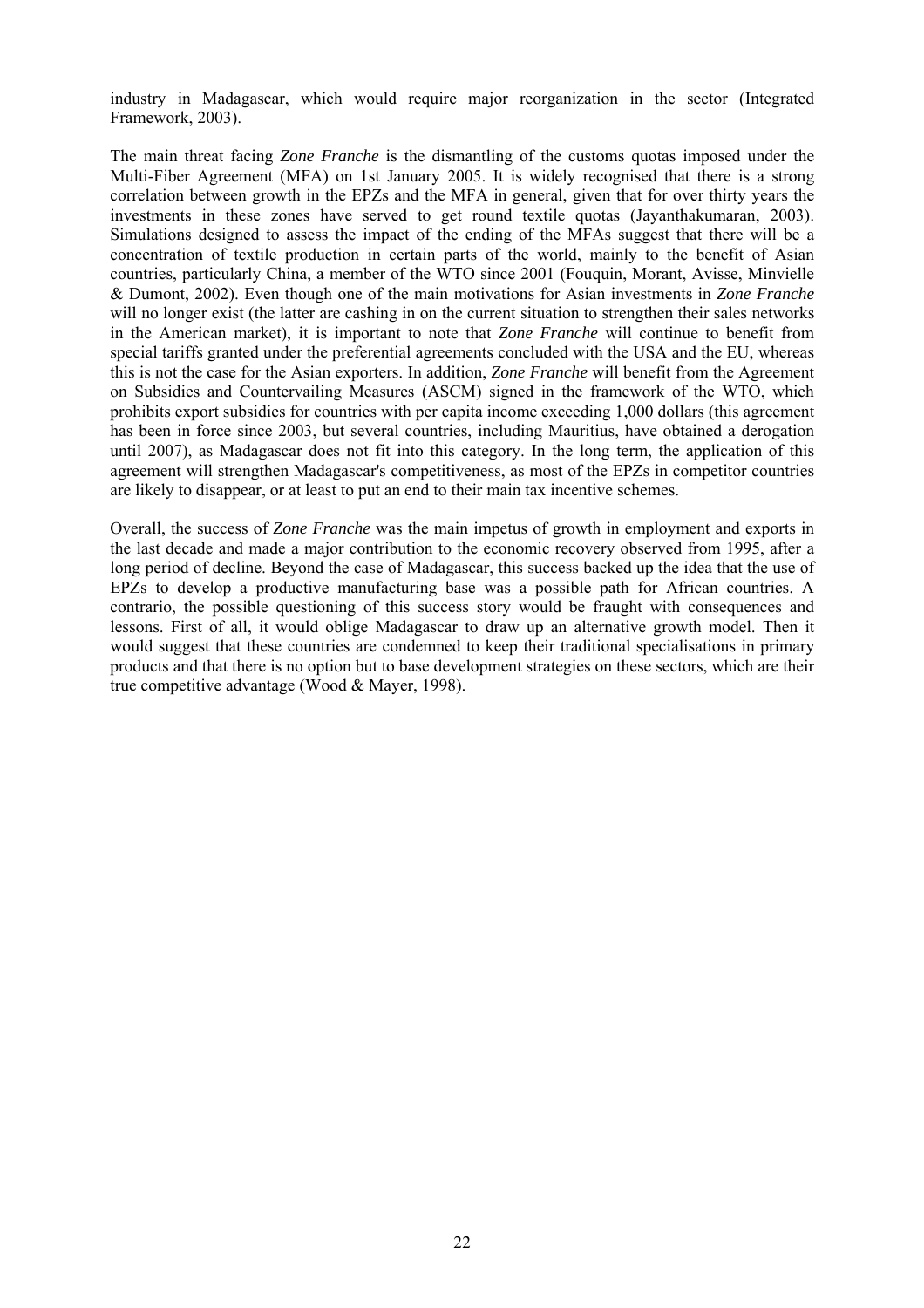industry in Madagascar, which would require major reorganization in the sector (Integrated Framework, 2003).

The main threat facing *Zone Franche* is the dismantling of the customs quotas imposed under the Multi-Fiber Agreement (MFA) on 1st January 2005. It is widely recognised that there is a strong correlation between growth in the EPZs and the MFA in general, given that for over thirty years the investments in these zones have served to get round textile quotas (Jayanthakumaran, 2003). Simulations designed to assess the impact of the ending of the MFAs suggest that there will be a concentration of textile production in certain parts of the world, mainly to the benefit of Asian countries, particularly China, a member of the WTO since 2001 (Fouquin, Morant, Avisse, Minvielle & Dumont, 2002). Even though one of the main motivations for Asian investments in *Zone Franche* will no longer exist (the latter are cashing in on the current situation to strengthen their sales networks in the American market), it is important to note that *Zone Franche* will continue to benefit from special tariffs granted under the preferential agreements concluded with the USA and the EU, whereas this is not the case for the Asian exporters. In addition, *Zone Franche* will benefit from the Agreement on Subsidies and Countervailing Measures (ASCM) signed in the framework of the WTO, which prohibits export subsidies for countries with per capita income exceeding 1,000 dollars (this agreement has been in force since 2003, but several countries, including Mauritius, have obtained a derogation until 2007), as Madagascar does not fit into this category. In the long term, the application of this agreement will strengthen Madagascar's competitiveness, as most of the EPZs in competitor countries are likely to disappear, or at least to put an end to their main tax incentive schemes.

Overall, the success of *Zone Franche* was the main impetus of growth in employment and exports in the last decade and made a major contribution to the economic recovery observed from 1995, after a long period of decline. Beyond the case of Madagascar, this success backed up the idea that the use of EPZs to develop a productive manufacturing base was a possible path for African countries. A contrario, the possible questioning of this success story would be fraught with consequences and lessons. First of all, it would oblige Madagascar to draw up an alternative growth model. Then it would suggest that these countries are condemned to keep their traditional specialisations in primary products and that there is no option but to base development strategies on these sectors, which are their true competitive advantage (Wood & Mayer, 1998).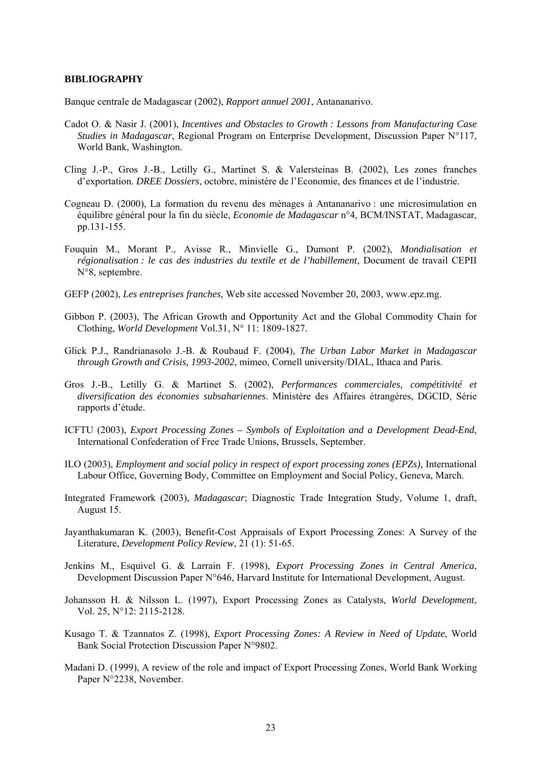**BIBLIOGRAPHY**

Banque centrale de Madagascar (2002), *Rapport annuel 2001*, Antananarivo.

Cadot O. & Nasir J. (2001), *Incentives and Obstacles to Growth : Lessons from Manufacturing Case Studies in Madagascar*, Regional Program on Enterprise Development, Discussion Paper N°117, World Bank, Washington.

Cling J.-P., Gros J.-B., Letilly G., Martinet S. & Valersteinas B. (2002), Les zones franches d'exportation. *DREE Dossiers*, octobre, ministère de l'Economie, des finances et de l'industrie.

Cogneau D. (2000), La formation du revenu des ménages à Antananarivo : une microsimulation en équilibre général pour la fin du siècle, *Economie de Madagascar* n°4, BCM/INSTAT, Madagascar, pp.131-155.

Fouquin M., Morant P., Avisse R., Minvielle G., Dumont P. (2002), *Mondialisation et régionalisation : le cas des industries du textile et de l'habillement*, Document de travail CEPII N°8, septembre.

GEFP (2002), *Les entreprises franches*, Web site accessed November 20, 2003, www.epz.mg.

Gibbon P. (2003), The African Growth and Opportunity Act and the Global Commodity Chain for Clothing, *World Development* Vol.31, N° 11: 1809-1827.

Glick P.J., Randrianasolo J.-B. & Roubaud F. (2004), *The Urban Labor Market in Madagascar through Growth and Crisis, 1993-2002*, mimeo, Cornell university/DIAL, Ithaca and Paris.

Gros J.-B., Letilly G. & Martinet S. (2002), *Performances commerciales, compétitivité et diversification des économies subsahariennes*. Ministère des Affaires étrangères, DGCID, Série rapports d'étude.

ICFTU (2003), *Export Processing Zones – Symbols of Exploitation and a Development Dead-End*, International Confederation of Free Trade Unions, Brussels, September.

ILO (2003), *Employment and social policy in respect of export processing zones (EPZs)*, International Labour Office, Governing Body, Committee on Employment and Social Policy, Geneva, March.

Integrated Framework (2003), *Madagascar*; Diagnostic Trade Integration Study, Volume 1, draft, August 15.

Jayanthakumaran K. (2003), Benefit-Cost Appraisals of Export Processing Zones: A Survey of the Literature, *Development Policy Review*, 21 (1): 51-65.

Jenkins M., Esquivel G. & Larrain F. (1998), *Export Processing Zones in Central America*, Development Discussion Paper N°646, Harvard Institute for International Development, August.

Johansson H. & Nilsson L. (1997), Export Processing Zones as Catalysts, *World Development*, Vol. 25, N°12: 2115-2128.

Kusago T. & Tzannatos Z. (1998), *Export Processing Zones: A Review in Need of Update*, World Bank Social Protection Discussion Paper N°9802.

Madani D. (1999), A review of the role and impact of Export Processing Zones, World Bank Working Paper N°2238, November.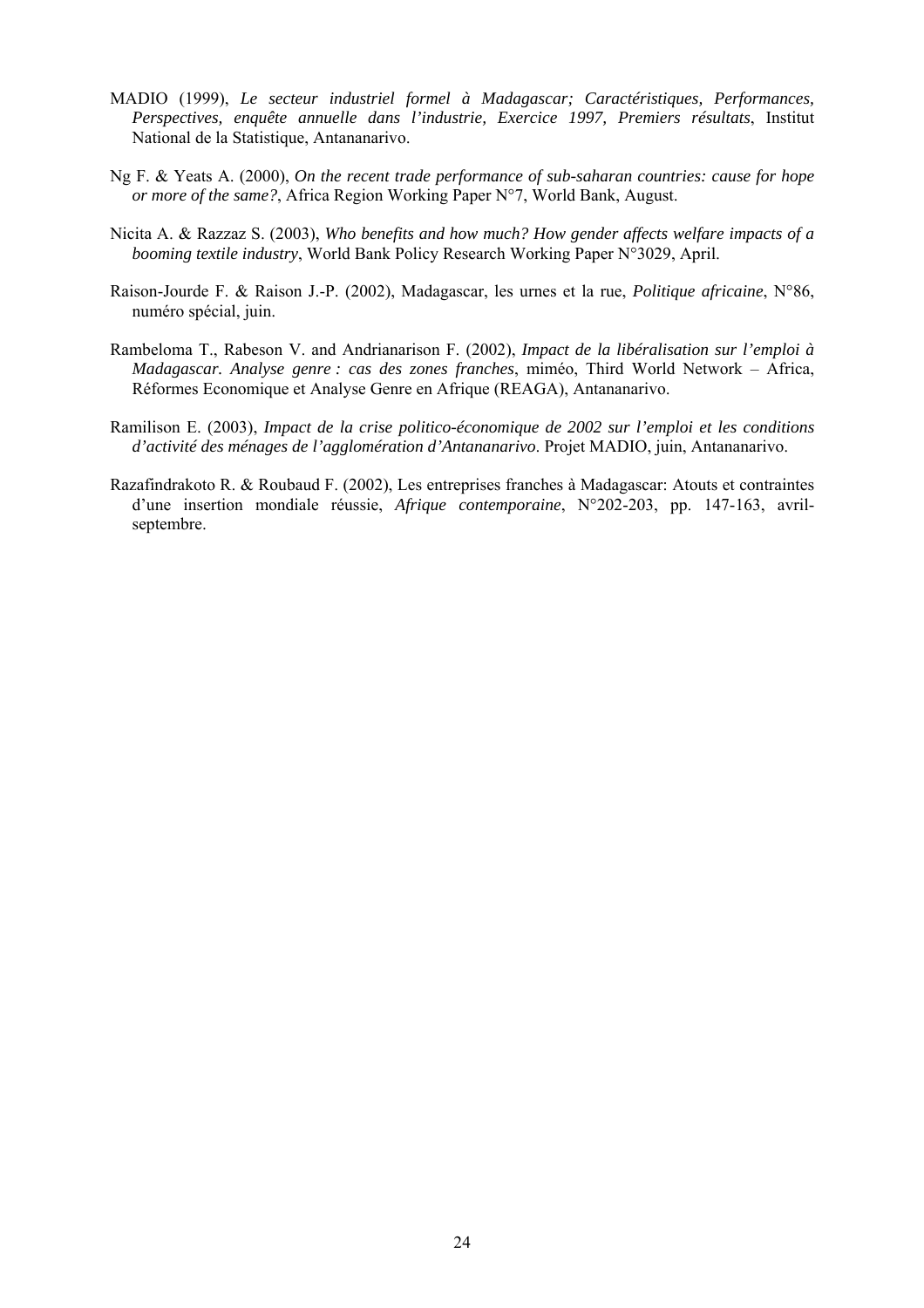MADIO (1999), *Le secteur industriel formel à Madagascar; Caractéristiques, Performances, Perspectives, enquête annuelle dans l'industrie, Exercice 1997, Premiers résultats*, Institut National de la Statistique, Antananarivo.

Ng F. & Yeats A. (2000), *On the recent trade performance of sub-saharan countries: cause for hope or more of the same?*, Africa Region Working Paper N°7, World Bank, August.

Nicita A. & Razzaz S. (2003), *Who benefits and how much? How gender affects welfare impacts of a booming textile industry*, World Bank Policy Research Working Paper N°3029, April.

Raison-Jourde F. & Raison J.-P. (2002), Madagascar, les urnes et la rue, *Politique africaine*, N°86, numéro spécial, juin.

Rambeloma T., Rabeson V. and Andrianarison F. (2002), *Impact de la libéralisation sur l'emploi à Madagascar. Analyse genre : cas des zones franches*, miméo, Third World Network – Africa, Réformes Economique et Analyse Genre en Afrique (REAGA), Antananarivo.

Ramilison E. (2003), *Impact de la crise politico-économique de 2002 sur l'emploi et les conditions d'activité des ménages de l'agglomération d'Antananarivo*. Projet MADIO, juin, Antananarivo.

Razafindrakoto R. & Roubaud F. (2002), Les entreprises franches à Madagascar: Atouts et contraintes d'une insertion mondiale réussie, *Afrique contemporaine*, N°202-203, pp. 147-163, avril-septembre.